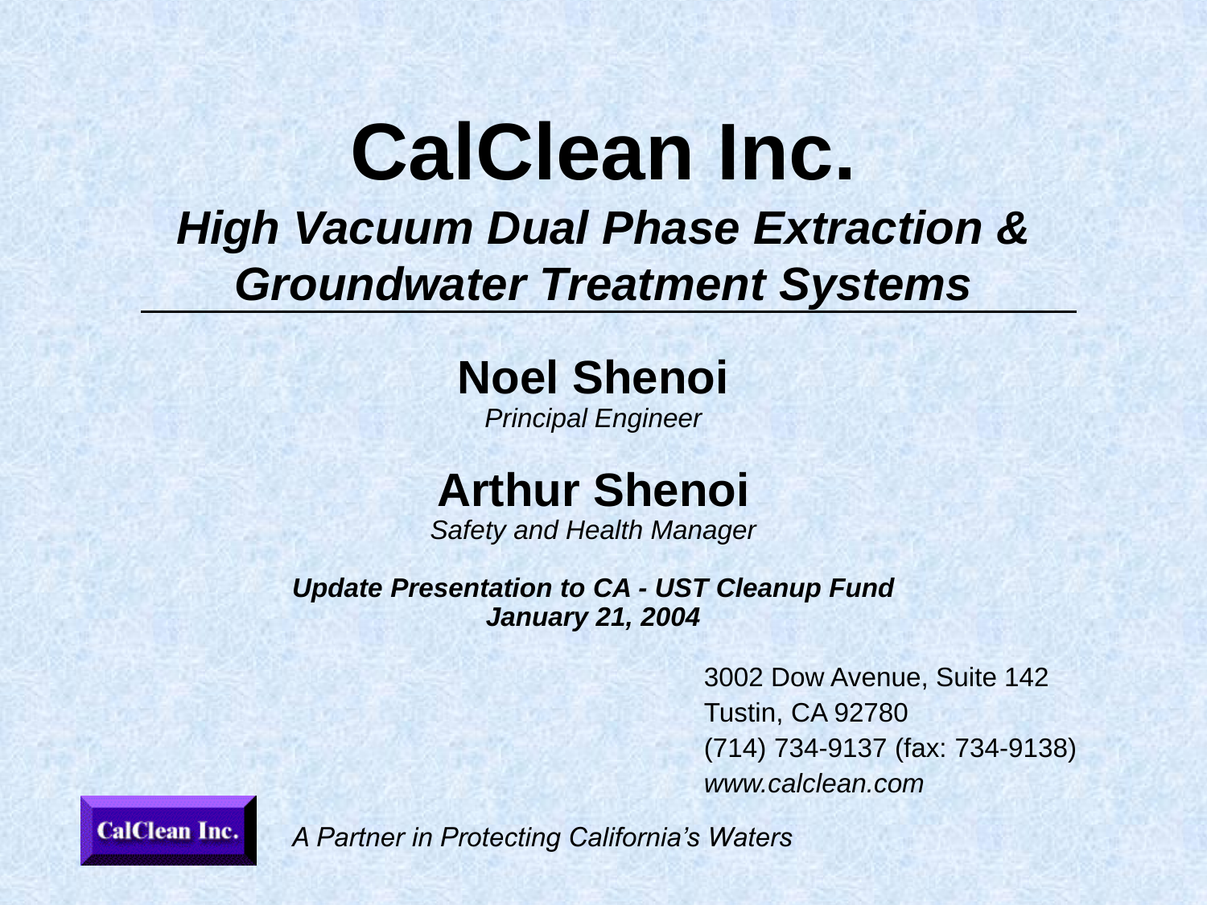# CalClean Inc.

## *High Vacuum Dual Phase Extraction & Groundwater Treatment Systems*

**Noel Shenoi**

*Principal Engineer*

**Arthur Shenoi**

*Safety and Health Manager*

***Update Presentation to CA - UST Cleanup Fund***
***January 21, 2004***

3002 Dow Avenue, Suite 142
Tustin, CA 92780
(714) 734-9137 (fax: 734-9138)
*www.calclean.com*

CalClean Inc.

*A Partner in Protecting California's Waters*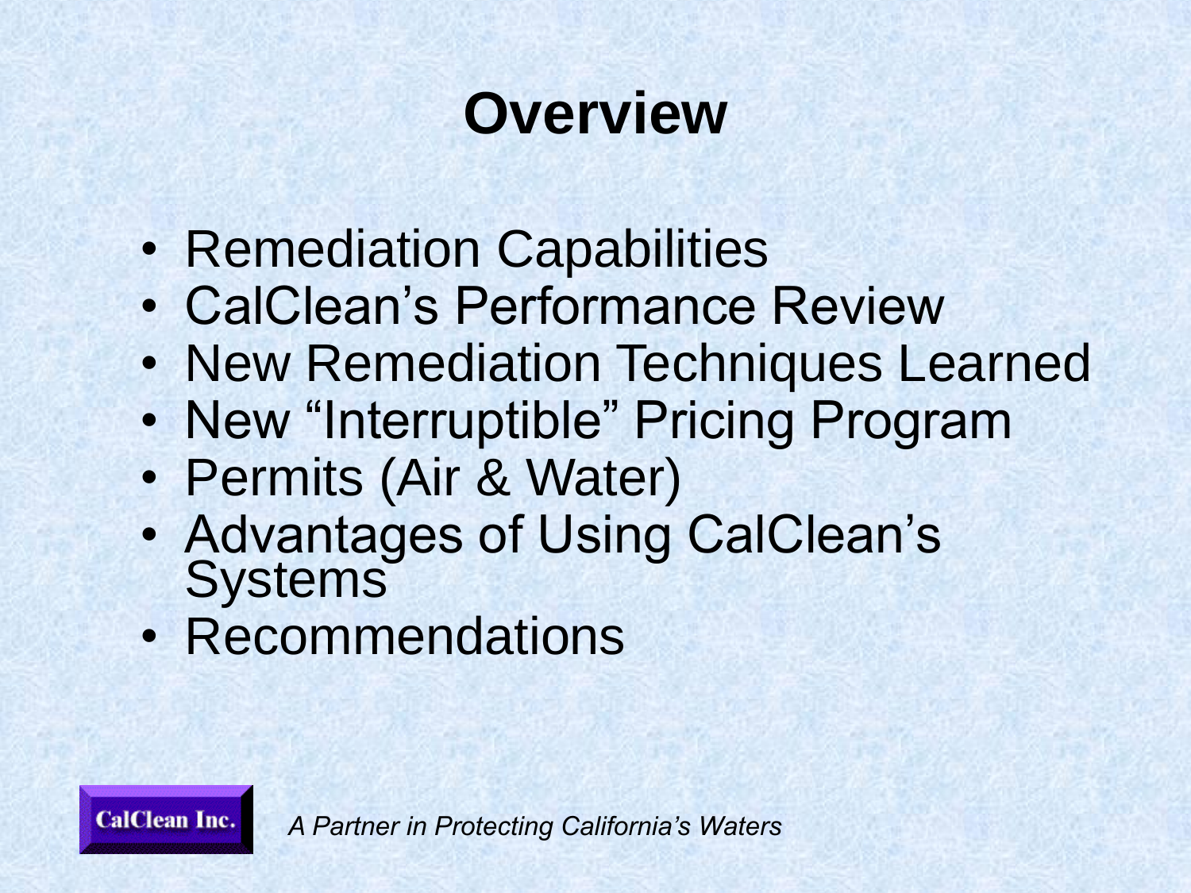# Overview

- Remediation Capabilities
- CalClean's Performance Review
- New Remediation Techniques Learned
- New "Interruptible" Pricing Program
- Permits (Air & Water)
- Advantages of Using CalClean's Systems
- Recommendations

CalClean Inc.

*A Partner in Protecting California's Waters*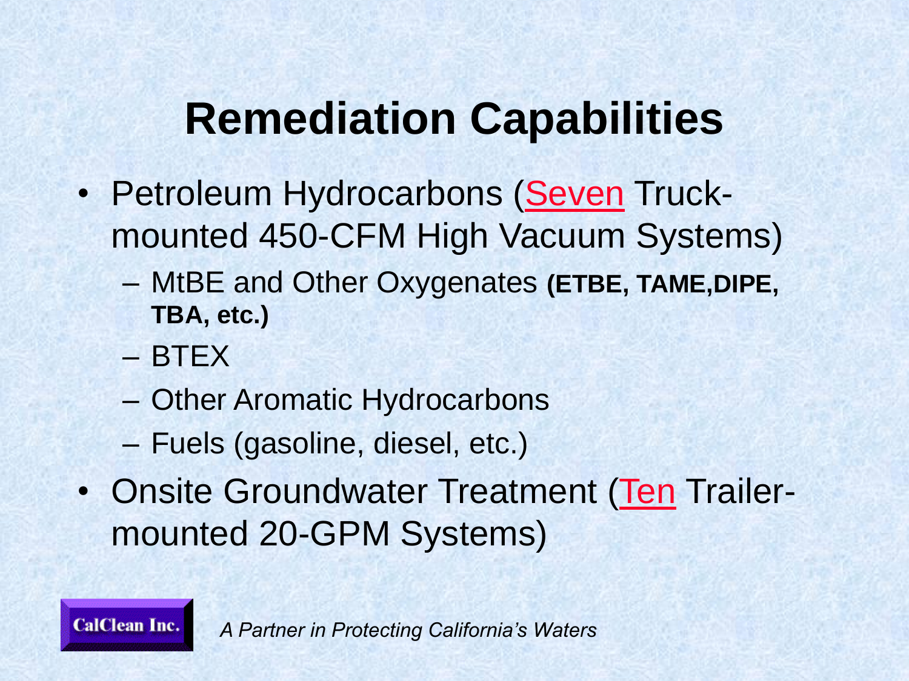# Remediation Capabilities

- Petroleum Hydrocarbons (Seven Truck-mounted 450-CFM High Vacuum Systems)
  - MtBE and Other Oxygenates **(ETBE, TAME,DIPE, TBA, etc.)**
  - BTEX
  - Other Aromatic Hydrocarbons
  - Fuels (gasoline, diesel, etc.)
- Onsite Groundwater Treatment (Ten Trailer-mounted 20-GPM Systems)

CalClean Inc.

*A Partner in Protecting California's Waters*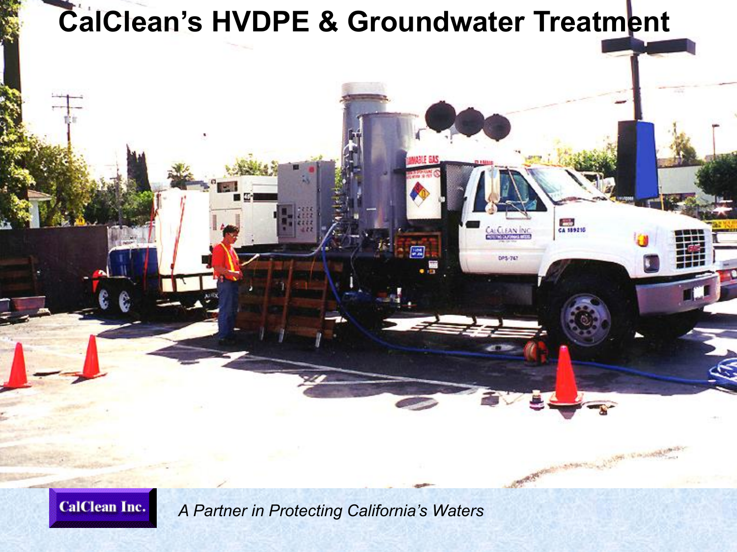# CalClean's HVDPE & Groundwater Treatment

CalClean Inc.

*A Partner in Protecting California's Waters*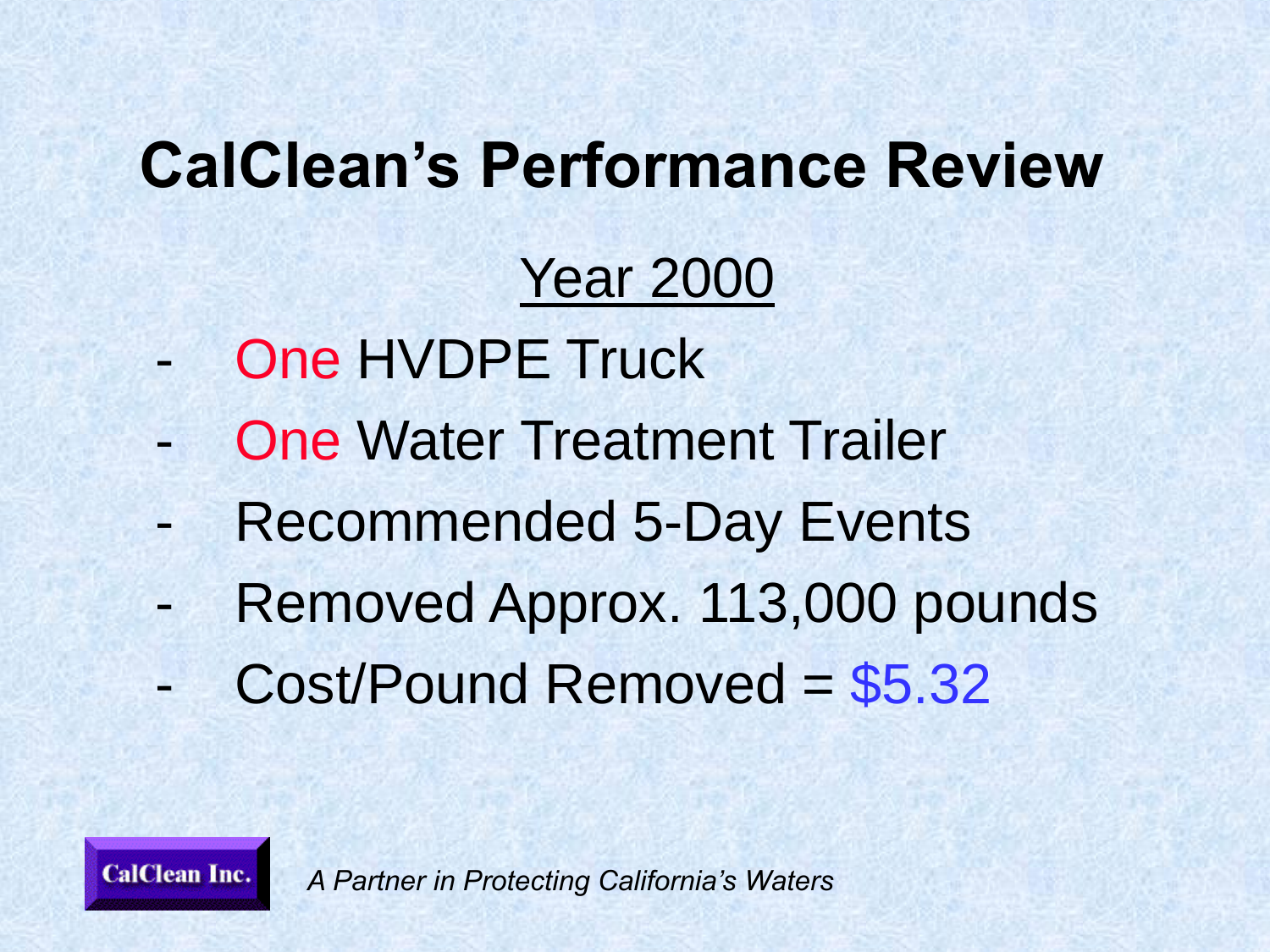# CalClean's Performance Review

## Year 2000

- One HVDPE Truck
- One Water Treatment Trailer
- Recommended 5-Day Events
- Removed Approx. 113,000 pounds
- Cost/Pound Removed = $5.32

CalClean Inc.

*A Partner in Protecting California's Waters*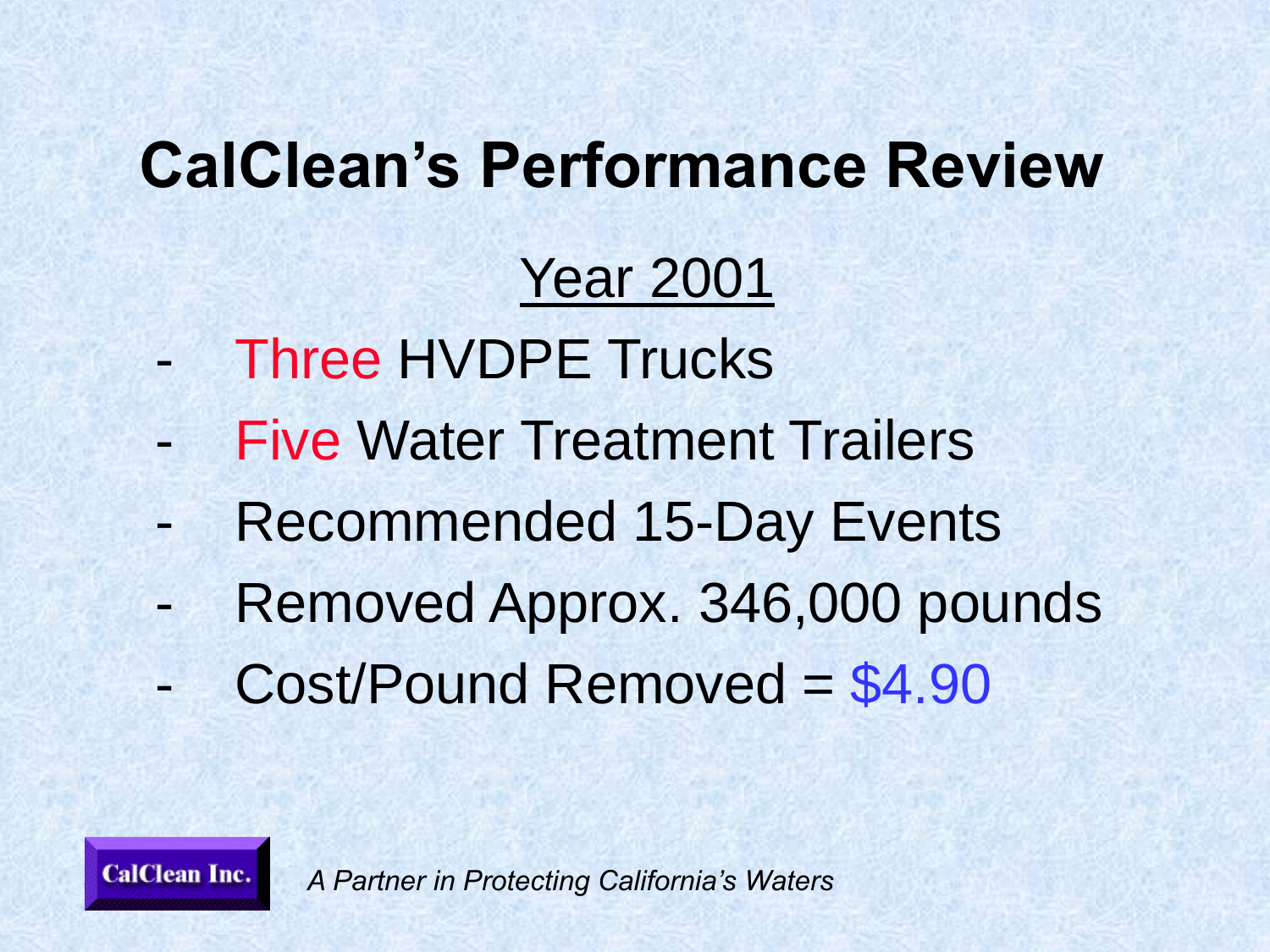# CalClean's Performance Review

## Year 2001

- Three HVDPE Trucks
- Five Water Treatment Trailers
- Recommended 15-Day Events
- Removed Approx. 346,000 pounds
- Cost/Pound Removed = $4.90

CalClean Inc.

*A Partner in Protecting California's Waters*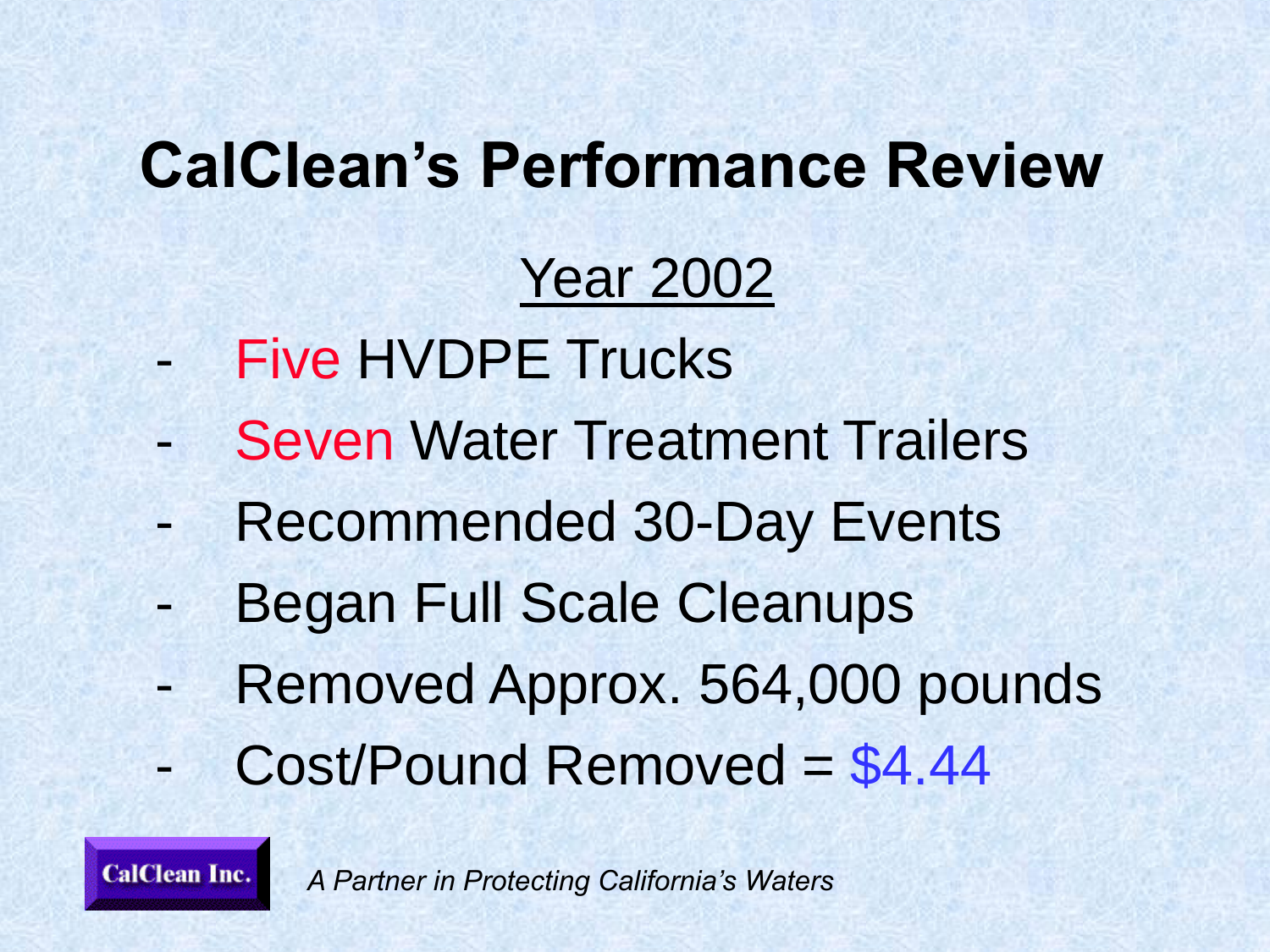# CalClean's Performance Review

## Year 2002

- Five HVDPE Trucks
- Seven Water Treatment Trailers
- Recommended 30-Day Events
- Began Full Scale Cleanups
- Removed Approx. 564,000 pounds
- Cost/Pound Removed = $4.44

CalClean Inc.

*A Partner in Protecting California's Waters*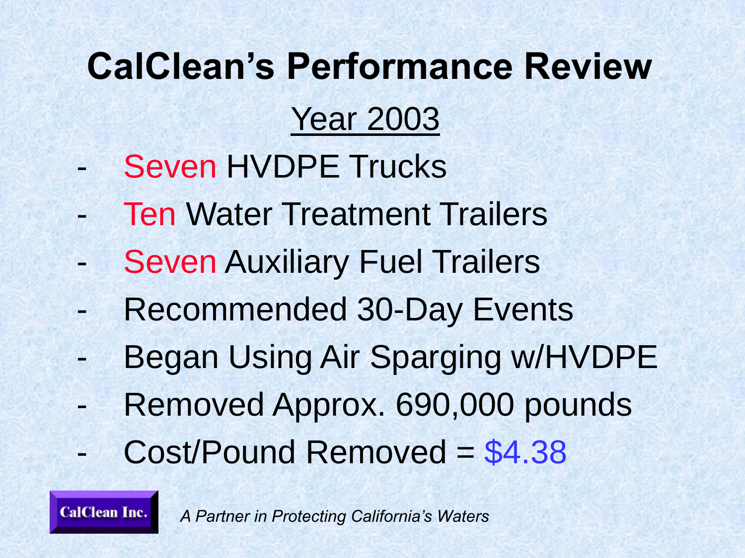# CalClean's Performance Review

## Year 2003

- Seven HVDPE Trucks
- Ten Water Treatment Trailers
- Seven Auxiliary Fuel Trailers
- Recommended 30-Day Events
- Began Using Air Sparging w/HVDPE
- Removed Approx. 690,000 pounds
- Cost/Pound Removed = $4.38

CalClean Inc.

*A Partner in Protecting California's Waters*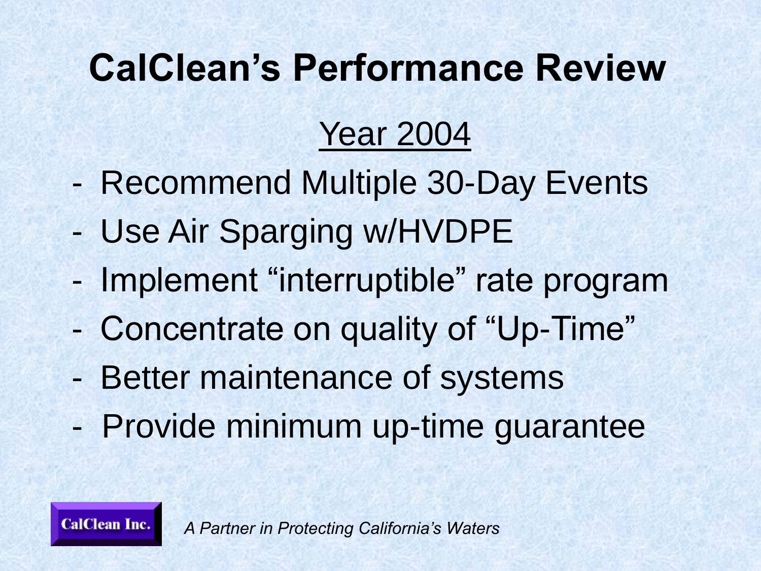# CalClean's Performance Review

## Year 2004

- Recommend Multiple 30-Day Events
- Use Air Sparging w/HVDPE
- Implement "interruptible" rate program
- Concentrate on quality of "Up-Time"
- Better maintenance of systems
- Provide minimum up-time guarantee

CalClean Inc.

*A Partner in Protecting California's Waters*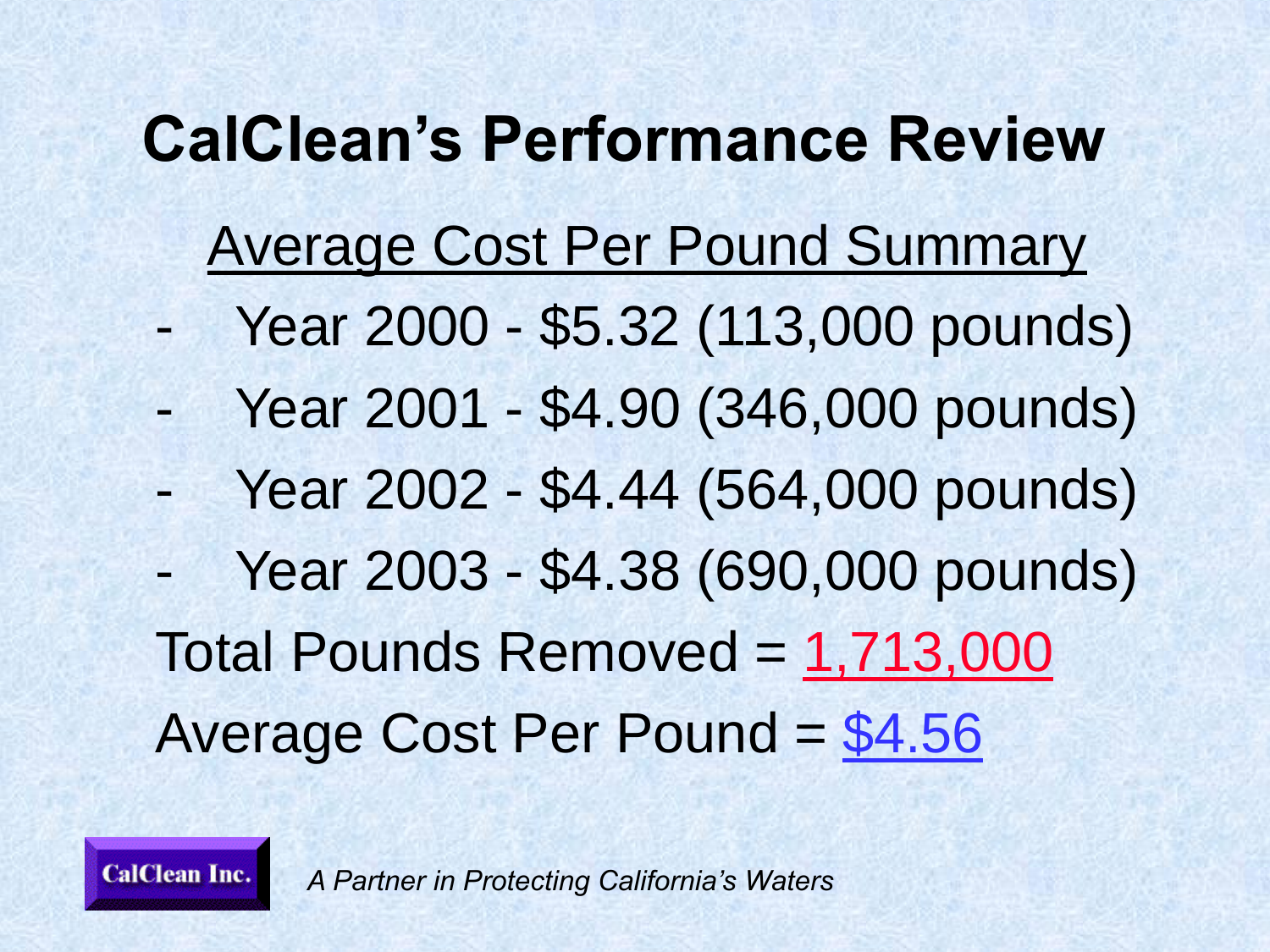# CalClean's Performance Review

## Average Cost Per Pound Summary

- Year 2000 - $5.32 (113,000 pounds)
- Year 2001 - $4.90 (346,000 pounds)
- Year 2002 - $4.44 (564,000 pounds)
- Year 2003 - $4.38 (690,000 pounds)

Total Pounds Removed = 1,713,000

Average Cost Per Pound = $4.56

CalClean Inc.

*A Partner in Protecting California's Waters*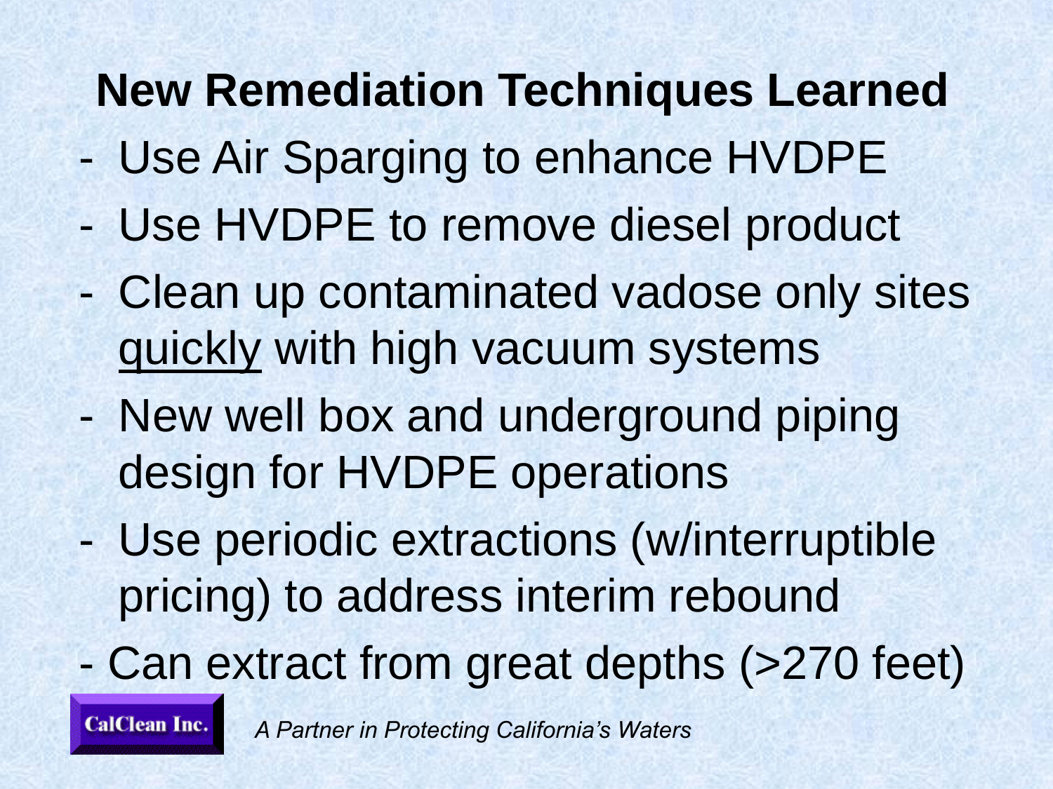# New Remediation Techniques Learned

- Use Air Sparging to enhance HVDPE
- Use HVDPE to remove diesel product
- Clean up contaminated vadose only sites <u>quickly</u> with high vacuum systems
- New well box and underground piping design for HVDPE operations
- Use periodic extractions (w/interruptible pricing) to address interim rebound
- Can extract from great depths (>270 feet)

CalClean Inc.

*A Partner in Protecting California's Waters*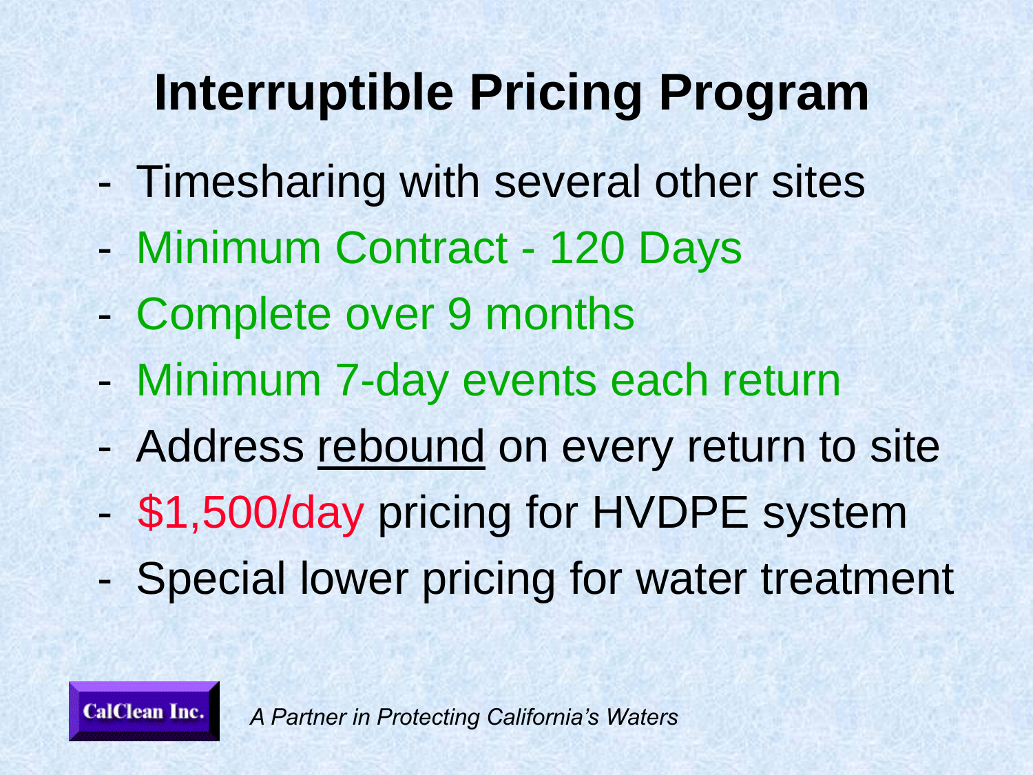# Interruptible Pricing Program

- Timesharing with several other sites
- Minimum Contract - 120 Days
- Complete over 9 months
- Minimum 7-day events each return
- Address rebound on every return to site
- $1,500/day pricing for HVDPE system
- Special lower pricing for water treatment

CalClean Inc. *A Partner in Protecting California's Waters*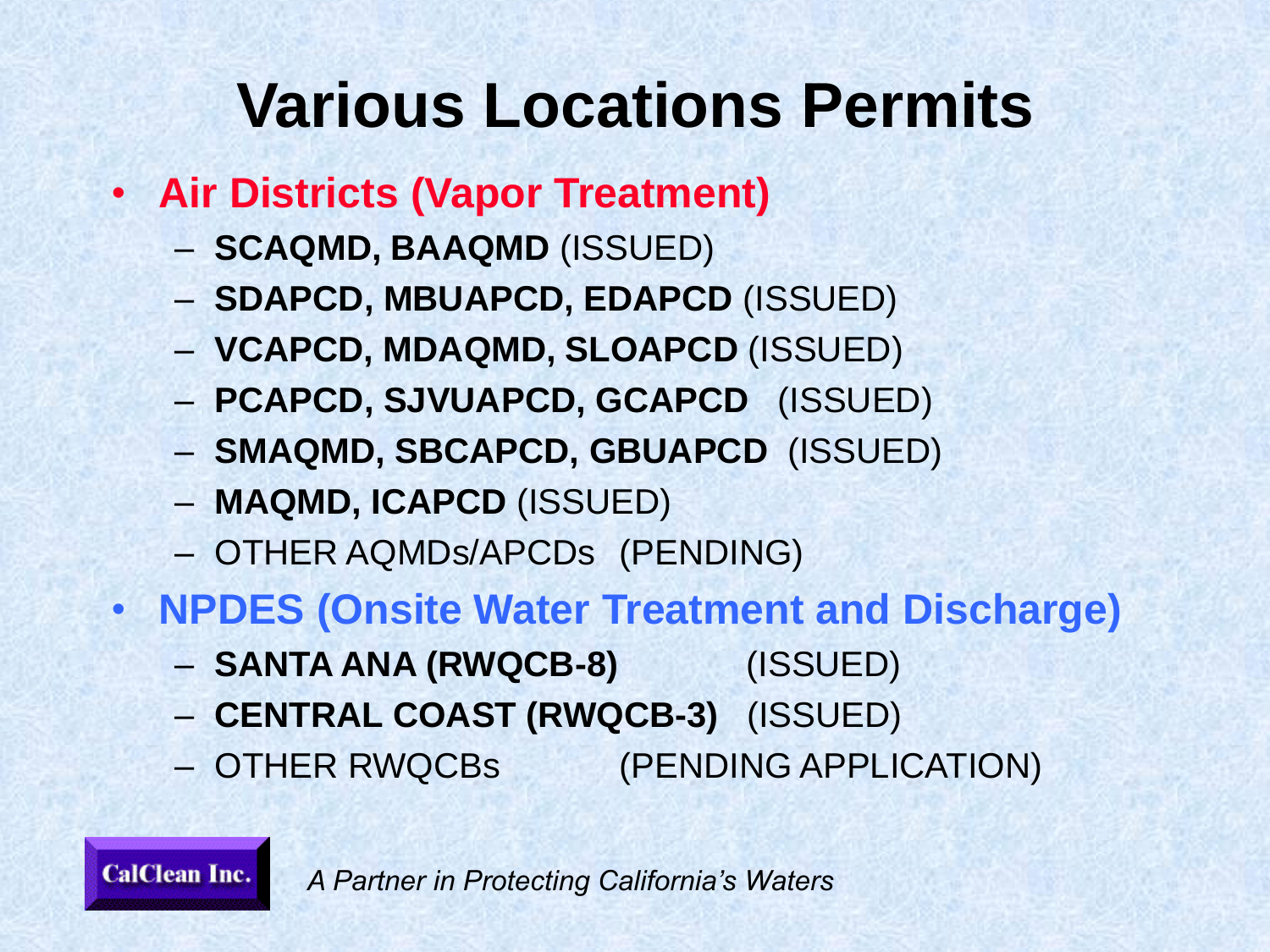# Various Locations Permits

- **Air Districts (Vapor Treatment)**
  - **SCAQMD, BAAQMD** (ISSUED)
  - **SDAPCD, MBUAPCD, EDAPCD** (ISSUED)
  - **VCAPCD, MDAQMD, SLOAPCD** (ISSUED)
  - **PCAPCD, SJVUAPCD, GCAPCD** (ISSUED)
  - **SMAQMD, SBCAPCD, GBUAPCD** (ISSUED)
  - **MAQMD, ICAPCD** (ISSUED)
  - OTHER AQMDs/APCDs (PENDING)
- **NPDES (Onsite Water Treatment and Discharge)**
  - **SANTA ANA (RWQCB-8)** (ISSUED)
  - **CENTRAL COAST (RWQCB-3)** (ISSUED)
  - OTHER RWQCBs (PENDING APPLICATION)

CalClean Inc.

*A Partner in Protecting California's Waters*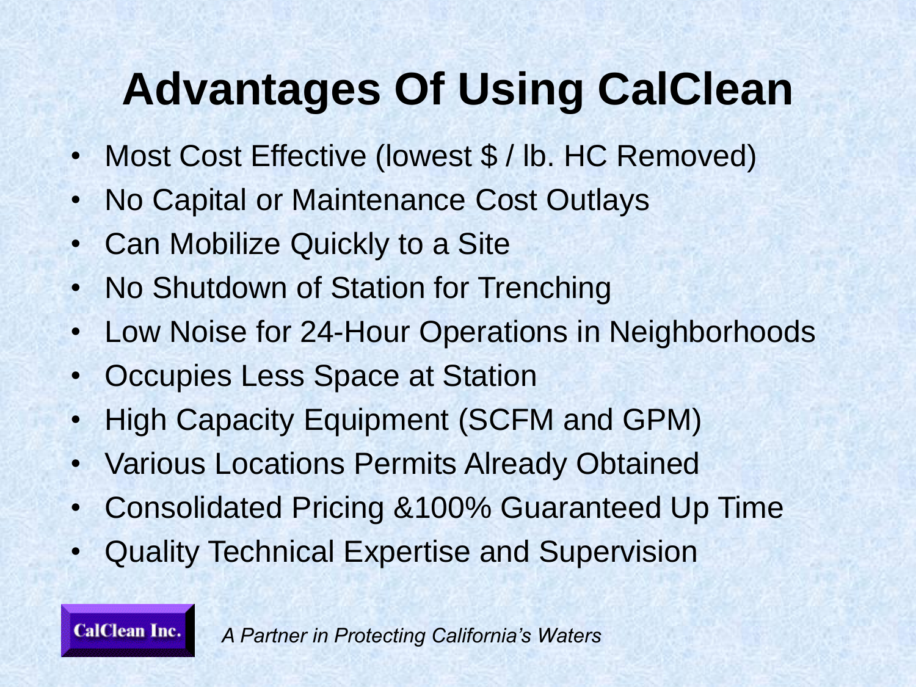# Advantages Of Using CalClean

- Most Cost Effective (lowest $ / lb. HC Removed)
- No Capital or Maintenance Cost Outlays
- Can Mobilize Quickly to a Site
- No Shutdown of Station for Trenching
- Low Noise for 24-Hour Operations in Neighborhoods
- Occupies Less Space at Station
- High Capacity Equipment (SCFM and GPM)
- Various Locations Permits Already Obtained
- Consolidated Pricing &100% Guaranteed Up Time
- Quality Technical Expertise and Supervision

CalClean Inc.

*A Partner in Protecting California's Waters*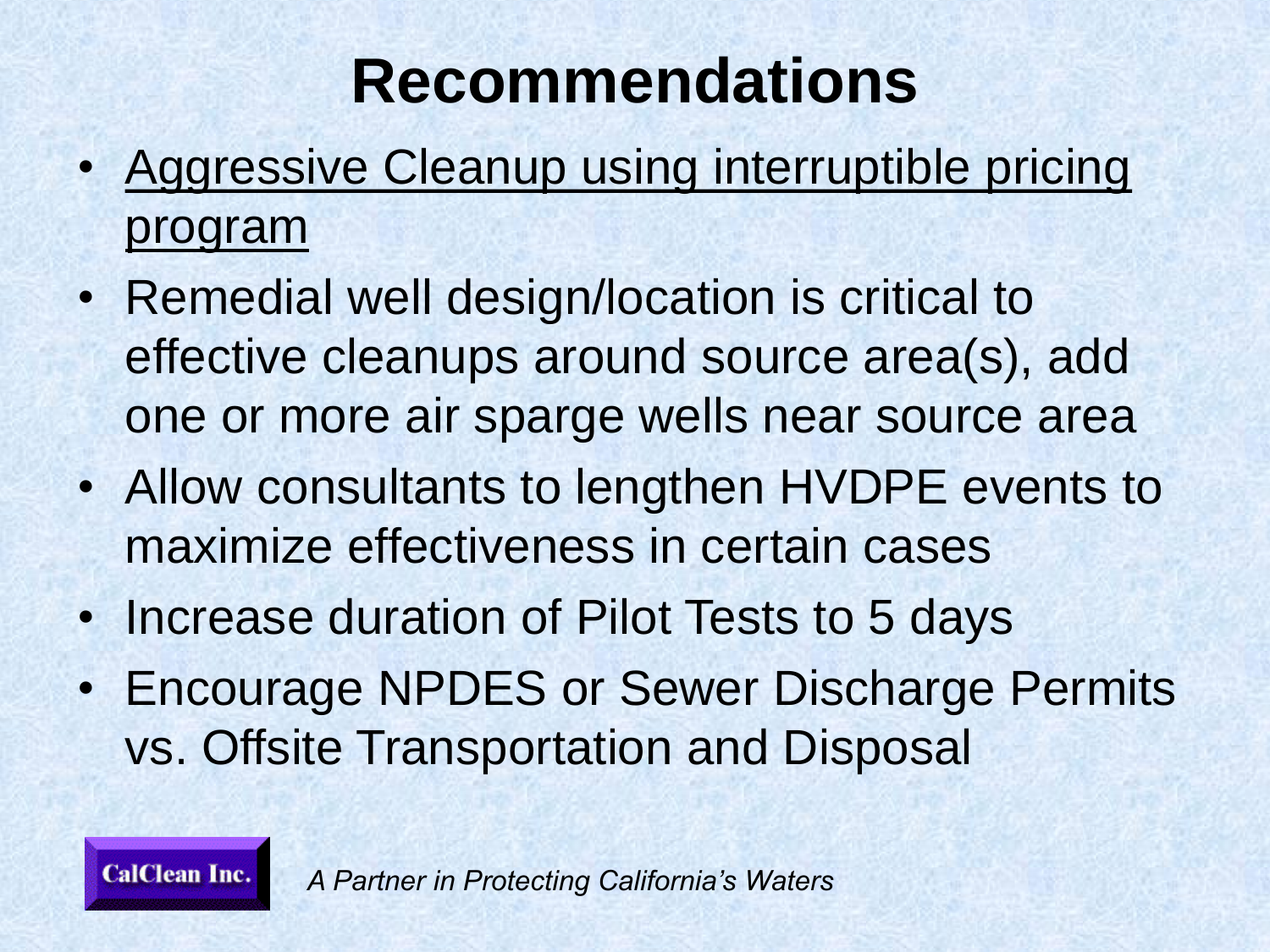# Recommendations

- <u>Aggressive Cleanup using interruptible pricing program</u>
- Remedial well design/location is critical to effective cleanups around source area(s), add one or more air sparge wells near source area
- Allow consultants to lengthen HVDPE events to maximize effectiveness in certain cases
- Increase duration of Pilot Tests to 5 days
- Encourage NPDES or Sewer Discharge Permits vs. Offsite Transportation and Disposal

CalClean Inc.

*A Partner in Protecting California's Waters*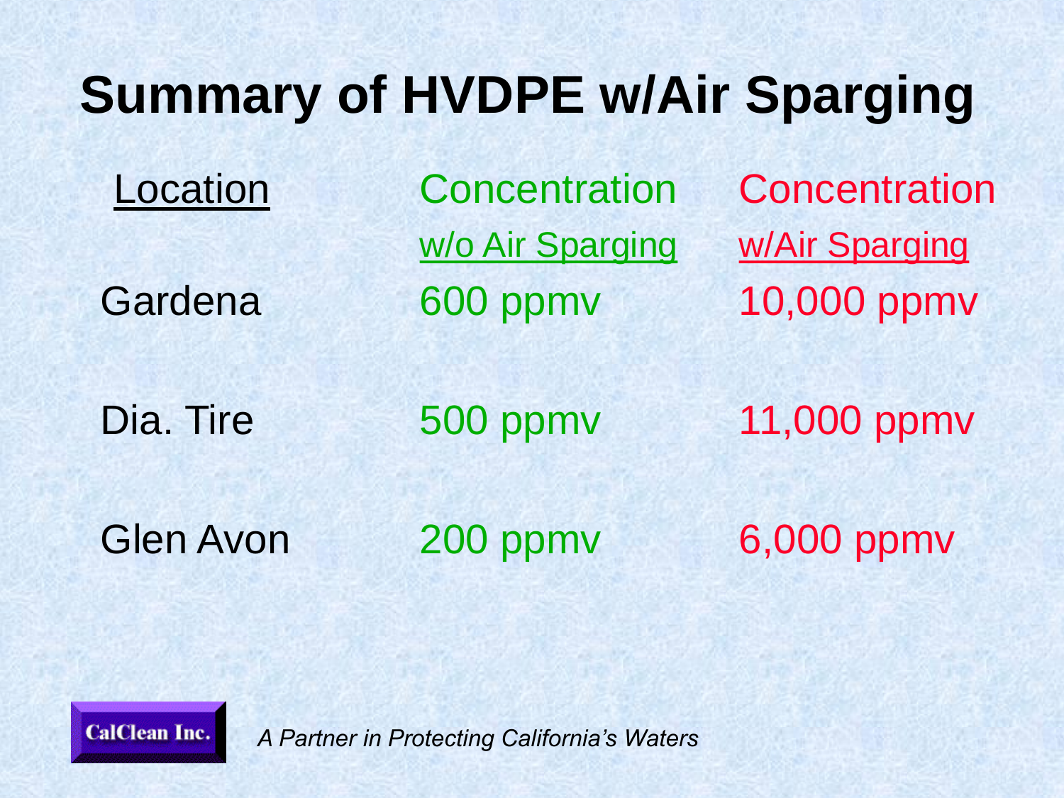# Summary of HVDPE w/Air Sparging

| Location | Concentration w/o Air Sparging | Concentration w/Air Sparging |
|---|---|---|
| Gardena | 600 ppmv | 10,000 ppmv |
| Dia. Tire | 500 ppmv | 11,000 ppmv |
| Glen Avon | 200 ppmv | 6,000 ppmv |

CalClean Inc.

*A Partner in Protecting California's Waters*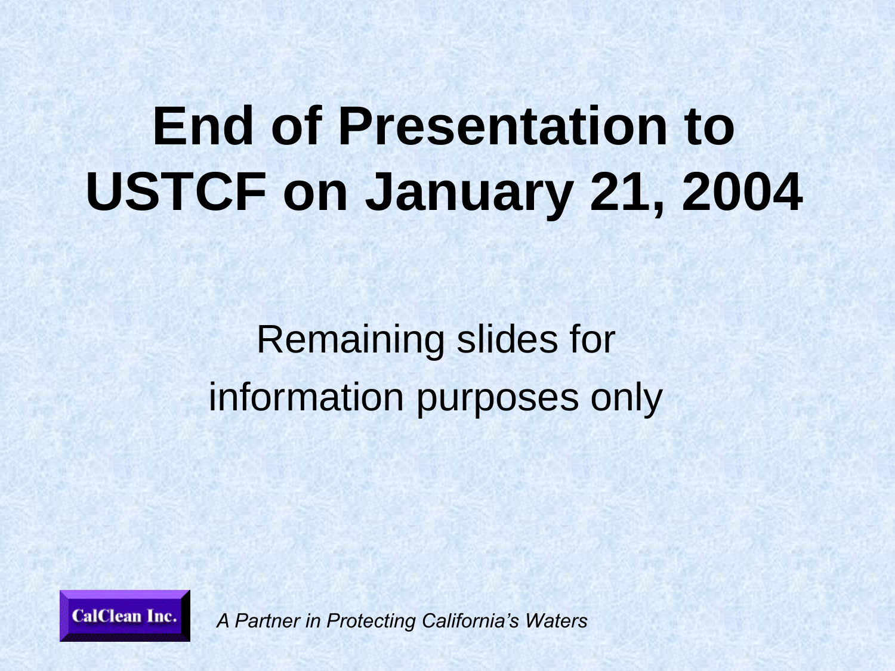# End of Presentation to USTCF on January 21, 2004

Remaining slides for information purposes only

CalClean Inc.

*A Partner in Protecting California's Waters*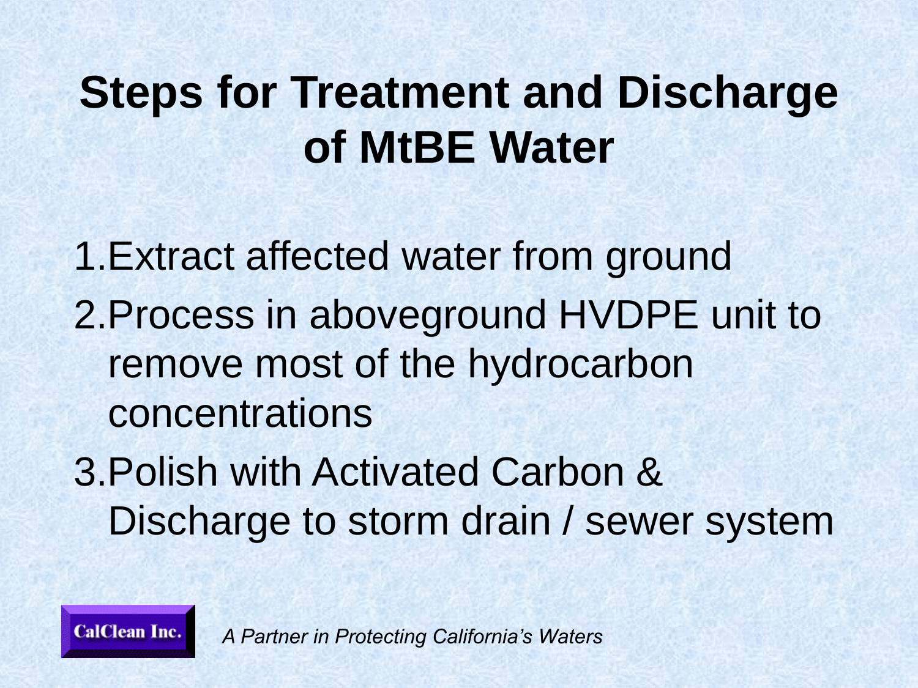# Steps for Treatment and Discharge of MtBE Water

1. Extract affected water from ground
2. Process in aboveground HVDPE unit to remove most of the hydrocarbon concentrations
3. Polish with Activated Carbon & Discharge to storm drain / sewer system

CalClean Inc.

*A Partner in Protecting California's Waters*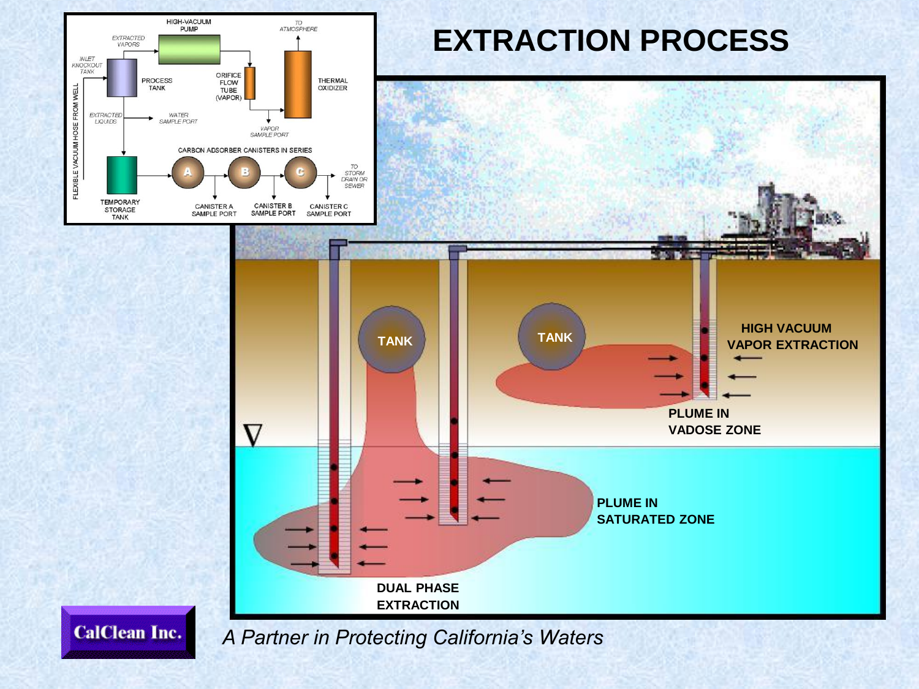# EXTRACTION PROCESS

HIGH-VACUUM PUMP

EXTRACTED VAPORS

TO ATMOSPHERE

INLET KNOCKOUT TANK

PROCESS TANK

ORIFICE FLOW TUBE (VAPOR)

THERMAL OXIDIZER

FLEXIBLE VACUUM HOSE FROM WELL

EXTRACTED LIQUIDS

WATER SAMPLE PORT

VAPOR SAMPLE PORT

CARBON ADSORBER CANISTERS IN SERIES

TEMPORARY STORAGE TANK

A B C

TO STORM DRAIN OR SEWER

CANISTER A SAMPLE PORT

CANISTER B SAMPLE PORT

CANISTER C SAMPLE PORT

TANK

TANK

HIGH VACUUM VAPOR EXTRACTION

PLUME IN VADOSE ZONE

PLUME IN SATURATED ZONE

DUAL PHASE EXTRACTION

CalClean Inc.

*A Partner in Protecting California's Waters*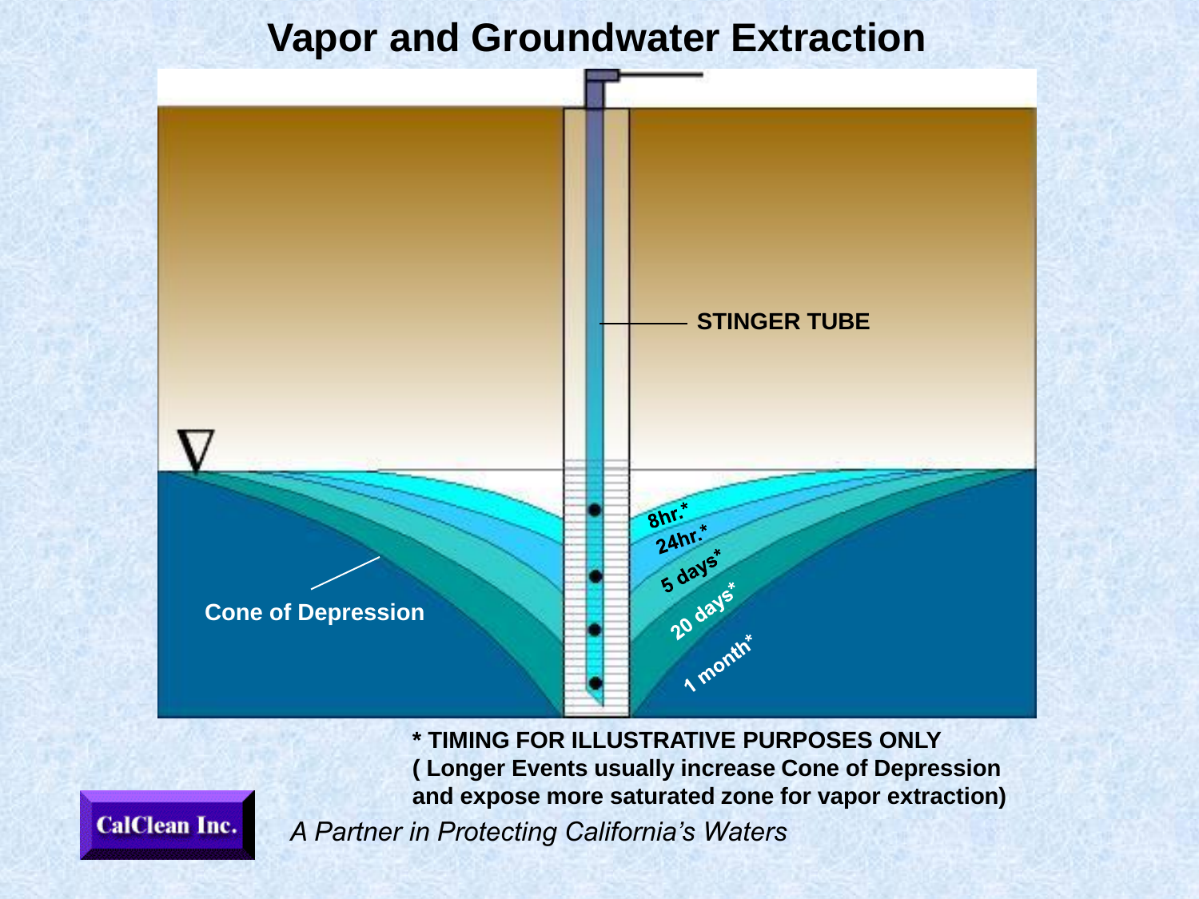# Vapor and Groundwater Extraction

STINGER TUBE

Cone of Depression

8hr.*

24hr.*

5 days*

20 days*

1 month*

**\* TIMING FOR ILLUSTRATIVE PURPOSES ONLY**
**( Longer Events usually increase Cone of Depression and expose more saturated zone for vapor extraction)**

CalClean Inc.

*A Partner in Protecting California's Waters*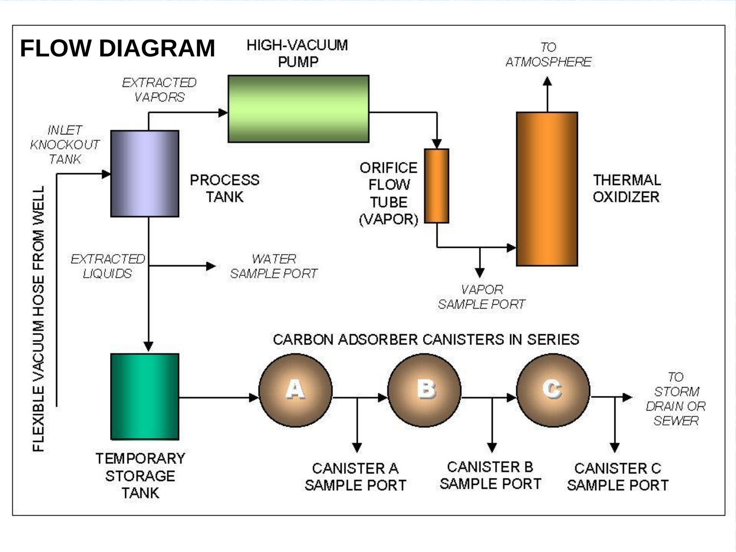# FLOW DIAGRAM

HIGH-VACUUM PUMP

EXTRACTED VAPORS

INLET KNOCKOUT TANK

PROCESS TANK

FLEXIBLE VACUUM HOSE FROM WELL

EXTRACTED LIQUIDS

WATER SAMPLE PORT

ORIFICE FLOW TUBE (VAPOR)

VAPOR SAMPLE PORT

TO ATMOSPHERE

THERMAL OXIDIZER

CARBON ADSORBER CANISTERS IN SERIES

A

B

C

TEMPORARY STORAGE TANK

CANISTER A SAMPLE PORT

CANISTER B SAMPLE PORT

CANISTER C SAMPLE PORT

TO STORM DRAIN OR SEWER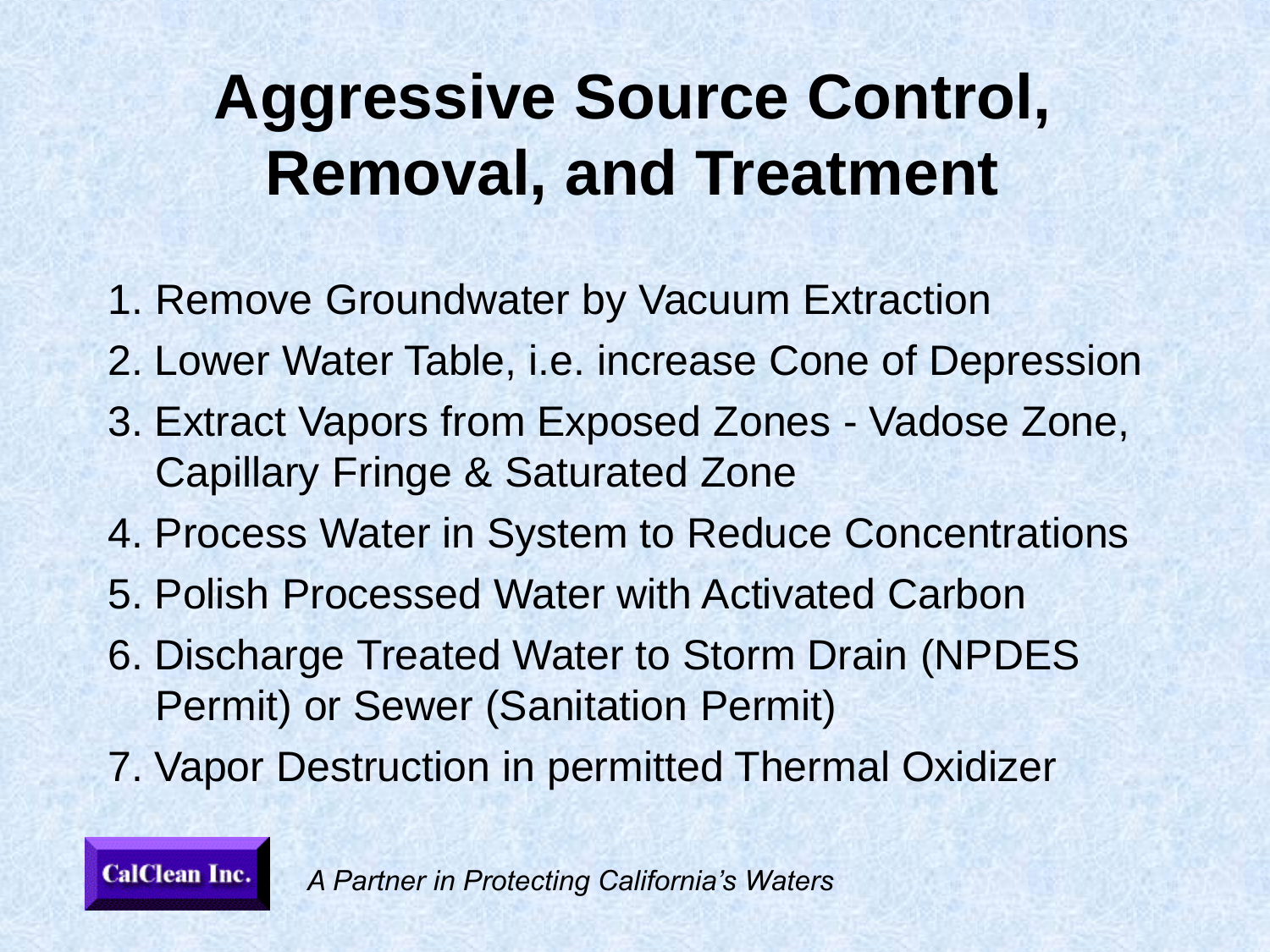# Aggressive Source Control, Removal, and Treatment

1. Remove Groundwater by Vacuum Extraction
2. Lower Water Table, i.e. increase Cone of Depression
3. Extract Vapors from Exposed Zones - Vadose Zone, Capillary Fringe & Saturated Zone
4. Process Water in System to Reduce Concentrations
5. Polish Processed Water with Activated Carbon
6. Discharge Treated Water to Storm Drain (NPDES Permit) or Sewer (Sanitation Permit)
7. Vapor Destruction in permitted Thermal Oxidizer

**CalClean Inc.**

*A Partner in Protecting California's Waters*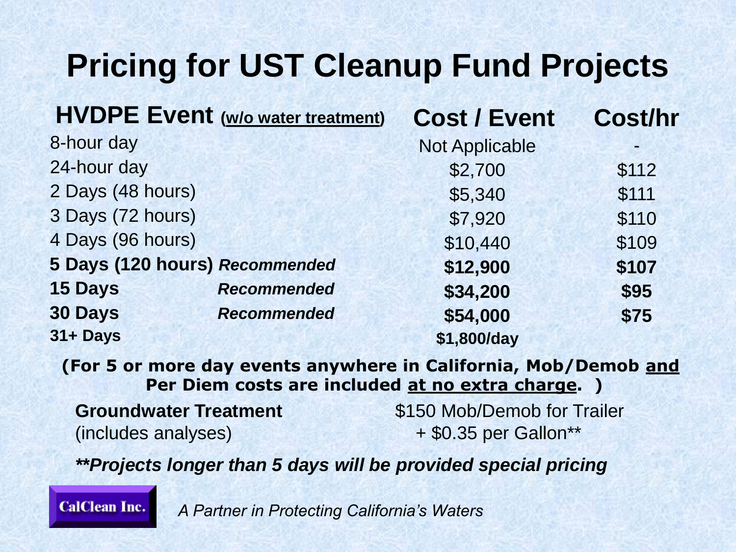# Pricing for UST Cleanup Fund Projects

| **HVDPE Event** (w/o water treatment) | | **Cost / Event** | **Cost/hr** |
|---|---|---|---|
| 8-hour day | | Not Applicable | - |
| 24-hour day | | $2,700 | $112 |
| 2 Days (48 hours) | | $5,340 | $111 |
| 3 Days (72 hours) | | $7,920 | $110 |
| 4 Days (96 hours) | | $10,440 | $109 |
| **5 Days (120 hours)** | ***Recommended*** | **$12,900** | **$107** |
| **15 Days** | ***Recommended*** | **$34,200** | **$95** |
| **30 Days** | ***Recommended*** | **$54,000** | **$75** |
| **31+ Days** | | **$1,800/day** | |

**(For 5 or more day events anywhere in California, Mob/Demob and Per Diem costs are included at no extra charge. )**

**Groundwater Treatment** (includes analyses) — $150 Mob/Demob for Trailer + $0.35 per Gallon**

***\*\*Projects longer than 5 days will be provided special pricing***

CalClean Inc.

*A Partner in Protecting California's Waters*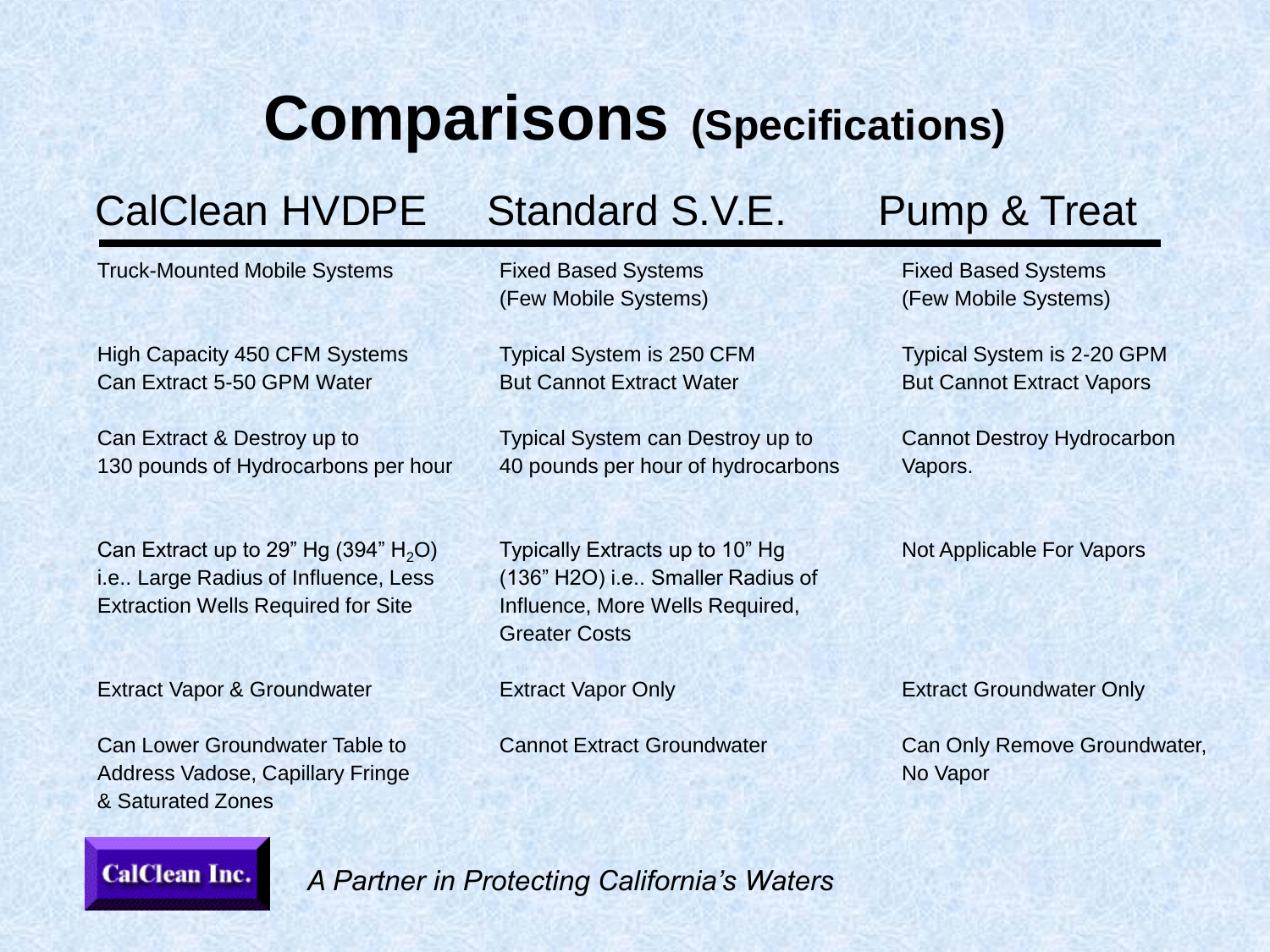# Comparisons (Specifications)

| CalClean HVDPE | Standard S.V.E. | Pump & Treat |
|---|---|---|
| Truck-Mounted Mobile Systems | Fixed Based Systems (Few Mobile Systems) | Fixed Based Systems (Few Mobile Systems) |
| High Capacity 450 CFM Systems Can Extract 5-50 GPM Water | Typical System is 250 CFM But Cannot Extract Water | Typical System is 2-20 GPM But Cannot Extract Vapors |
| Can Extract & Destroy up to 130 pounds of Hydrocarbons per hour | Typical System can Destroy up to 40 pounds per hour of hydrocarbons | Cannot Destroy Hydrocarbon Vapors. |
| Can Extract up to 29" Hg (394" $H_2O$) i.e.. Large Radius of Influence, Less Extraction Wells Required for Site | Typically Extracts up to 10" Hg (136" H2O) i.e.. Smaller Radius of Influence, More Wells Required, Greater Costs | Not Applicable For Vapors |
| Extract Vapor & Groundwater | Extract Vapor Only | Extract Groundwater Only |
| Can Lower Groundwater Table to Address Vadose, Capillary Fringe & Saturated Zones | Cannot Extract Groundwater | Can Only Remove Groundwater, No Vapor |

CalClean Inc.

*A Partner in Protecting California's Waters*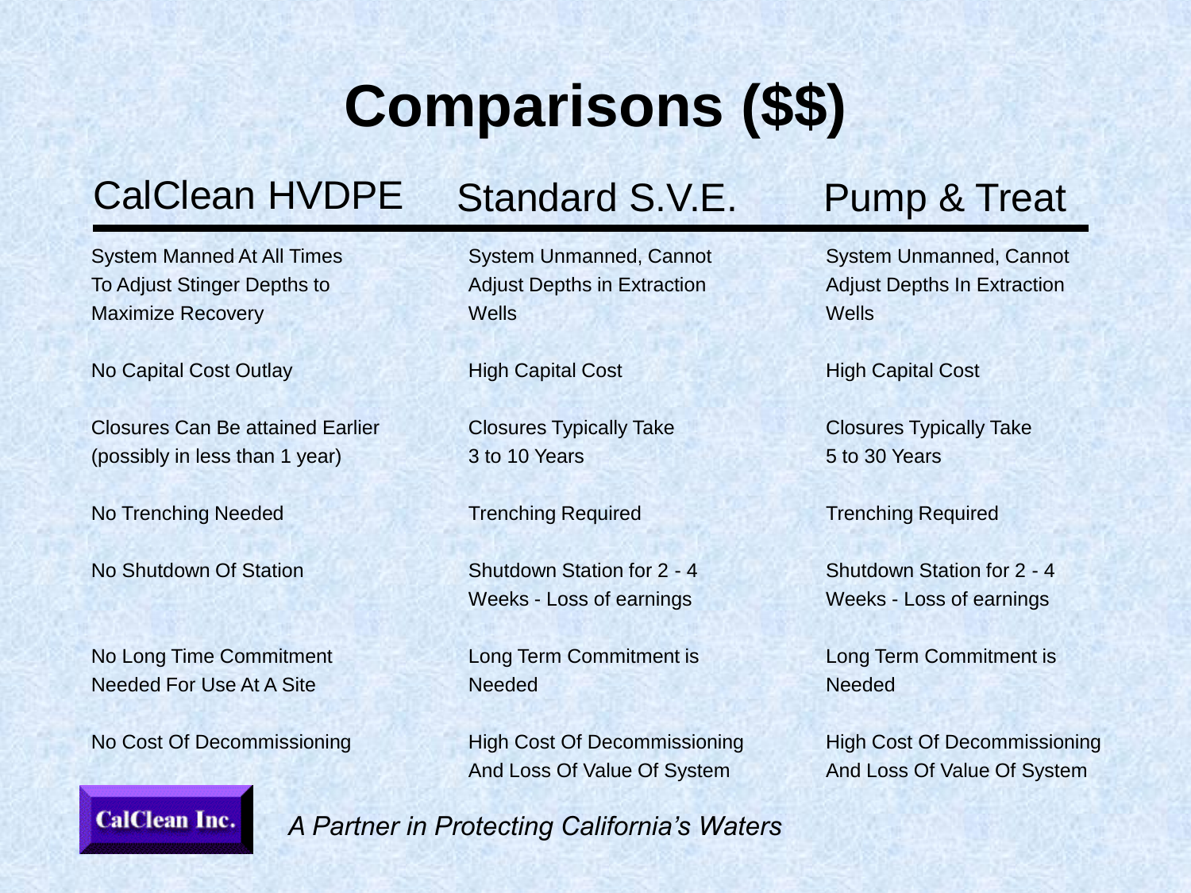# Comparisons ($$)

| CalClean HVDPE | Standard S.V.E. | Pump & Treat |
|---|---|---|
| System Manned At All Times To Adjust Stinger Depths to Maximize Recovery | System Unmanned, Cannot Adjust Depths in Extraction Wells | System Unmanned, Cannot Adjust Depths In Extraction Wells |
| No Capital Cost Outlay | High Capital Cost | High Capital Cost |
| Closures Can Be attained Earlier (possibly in less than 1 year) | Closures Typically Take 3 to 10 Years | Closures Typically Take 5 to 30 Years |
| No Trenching Needed | Trenching Required | Trenching Required |
| No Shutdown Of Station | Shutdown Station for 2 - 4 Weeks - Loss of earnings | Shutdown Station for 2 - 4 Weeks - Loss of earnings |
| No Long Time Commitment Needed For Use At A Site | Long Term Commitment is Needed | Long Term Commitment is Needed |
| No Cost Of Decommissioning | High Cost Of Decommissioning And Loss Of Value Of System | High Cost Of Decommissioning And Loss Of Value Of System |

CalClean Inc.

*A Partner in Protecting California's Waters*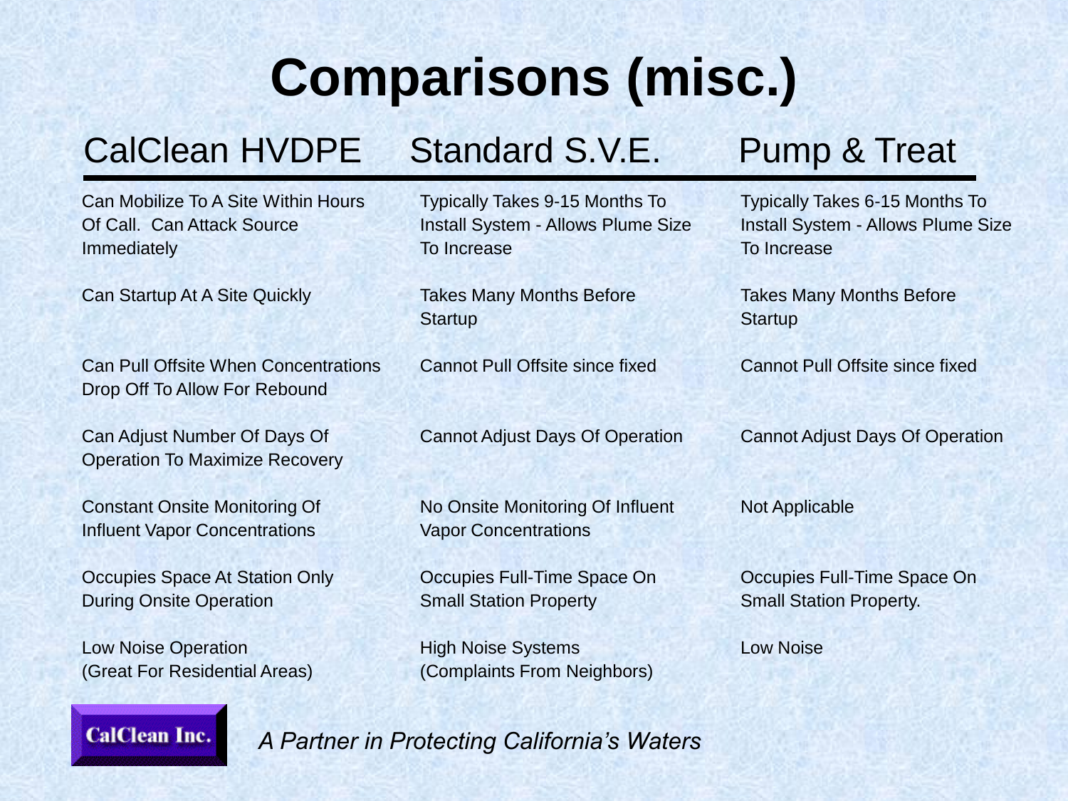# Comparisons (misc.)

| CalClean HVDPE | Standard S.V.E. | Pump & Treat |
|---|---|---|
| Can Mobilize To A Site Within Hours Of Call. Can Attack Source Immediately | Typically Takes 9-15 Months To Install System - Allows Plume Size To Increase | Typically Takes 6-15 Months To Install System - Allows Plume Size To Increase |
| Can Startup At A Site Quickly | Takes Many Months Before Startup | Takes Many Months Before Startup |
| Can Pull Offsite When Concentrations Drop Off To Allow For Rebound | Cannot Pull Offsite since fixed | Cannot Pull Offsite since fixed |
| Can Adjust Number Of Days Of Operation To Maximize Recovery | Cannot Adjust Days Of Operation | Cannot Adjust Days Of Operation |
| Constant Onsite Monitoring Of Influent Vapor Concentrations | No Onsite Monitoring Of Influent Vapor Concentrations | Not Applicable |
| Occupies Space At Station Only During Onsite Operation | Occupies Full-Time Space On Small Station Property | Occupies Full-Time Space On Small Station Property. |
| Low Noise Operation (Great For Residential Areas) | High Noise Systems (Complaints From Neighbors) | Low Noise |

CalClean Inc.

*A Partner in Protecting California's Waters*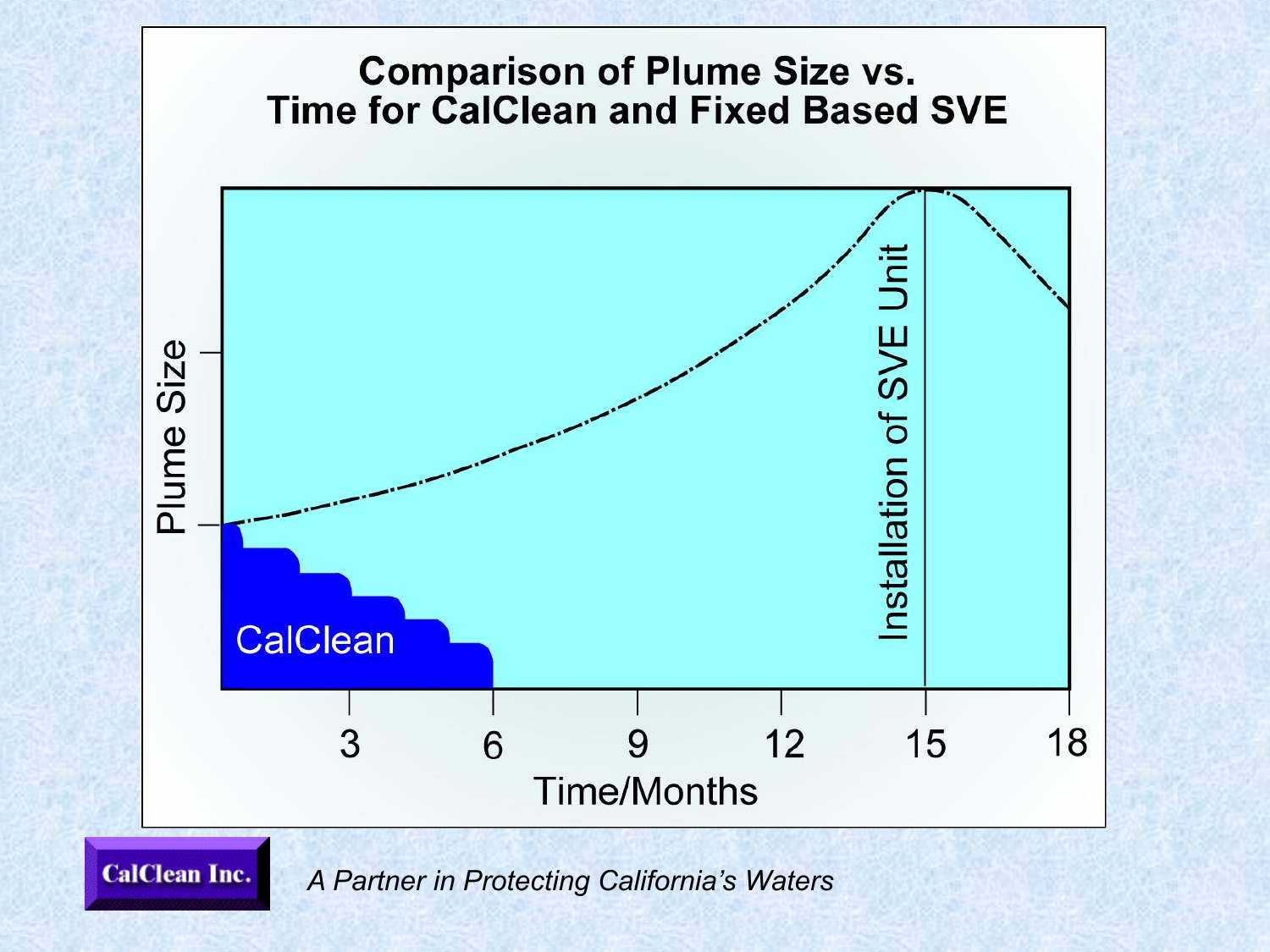# Comparison of Plume Size vs. Time for CalClean and Fixed Based SVE

Plume Size

CalClean

Installation of SVE Unit

3 6 9 12 15 18

Time/Months

CalClean Inc.

*A Partner in Protecting California's Waters*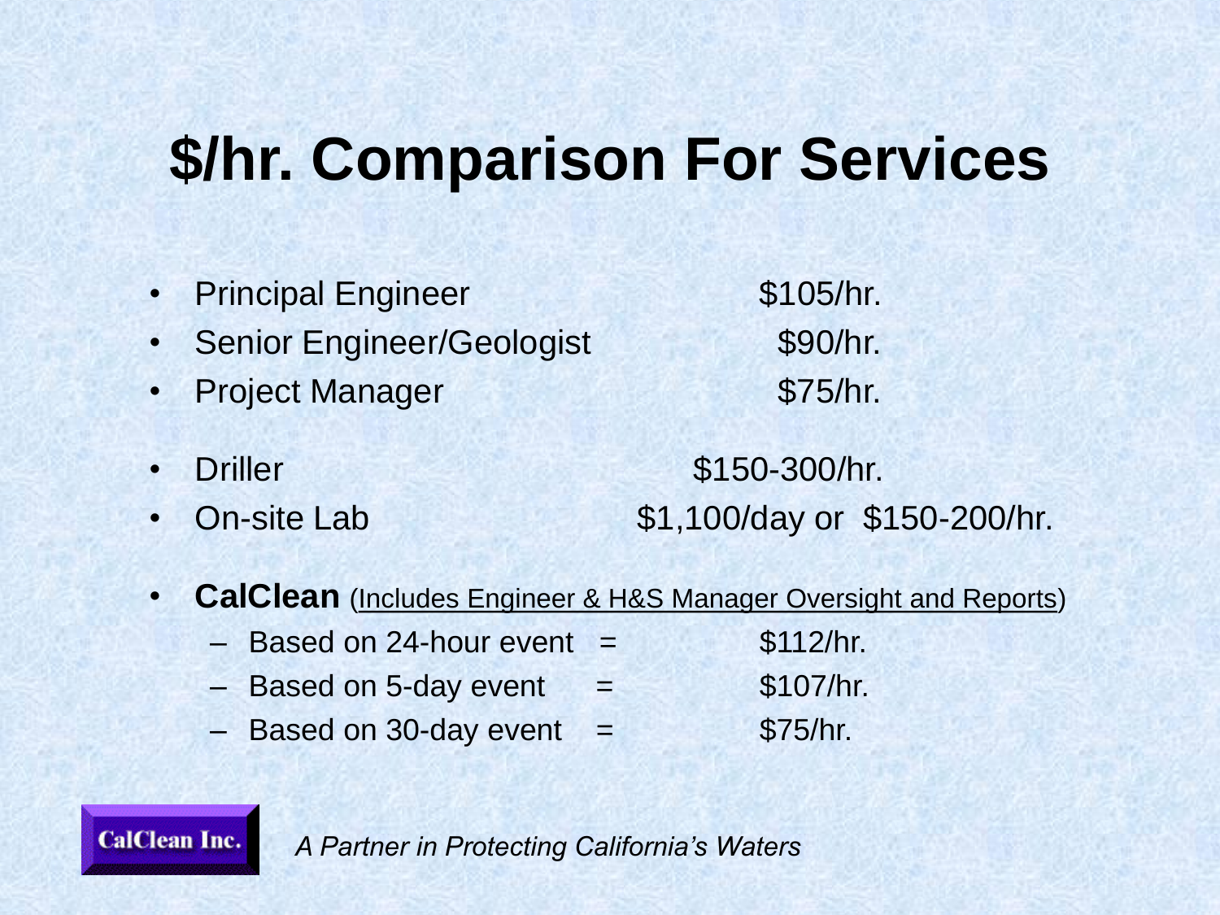# $/hr. Comparison For Services

- Principal Engineer $105/hr.
- Senior Engineer/Geologist $90/hr.
- Project Manager $75/hr.

- Driller $150-300/hr.
- On-site Lab $1,100/day or $150-200/hr.

- **CalClean** (Includes Engineer & H&S Manager Oversight and Reports)
  - Based on 24-hour event = $112/hr.
  - Based on 5-day event = $107/hr.
  - Based on 30-day event = $75/hr.

CalClean Inc.

*A Partner in Protecting California's Waters*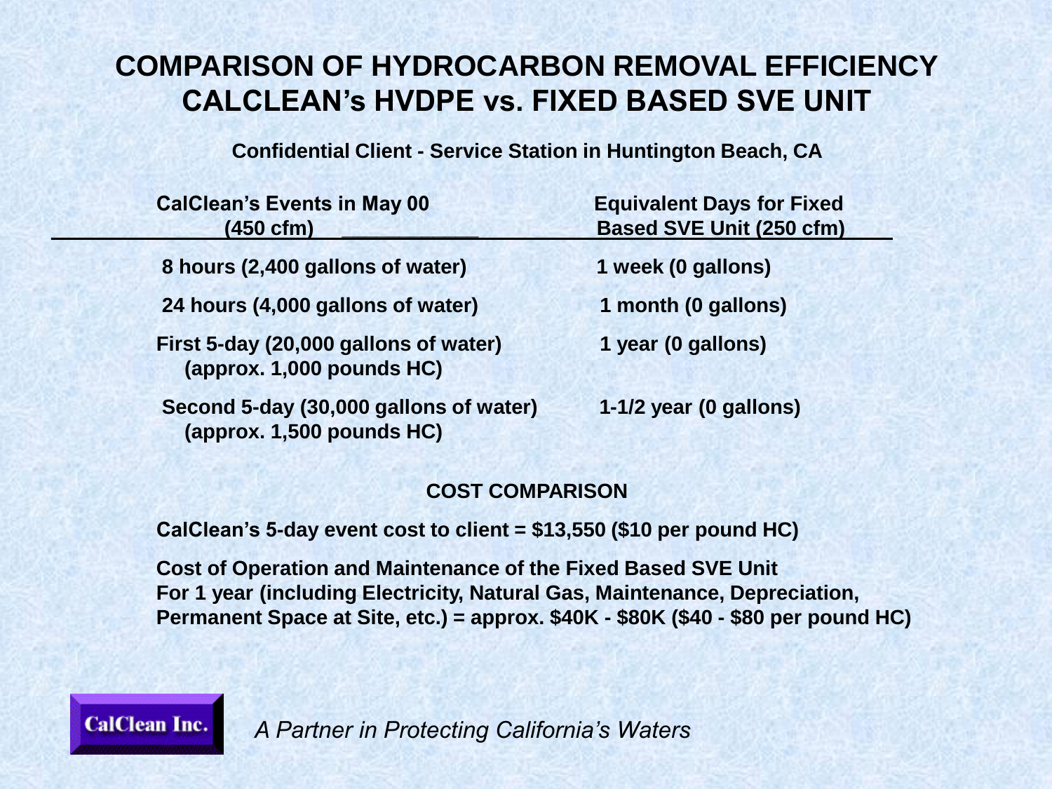# COMPARISON OF HYDROCARBON REMOVAL EFFICIENCY CALCLEAN's HVDPE vs. FIXED BASED SVE UNIT

**Confidential Client - Service Station in Huntington Beach, CA**

| CalClean's Events in May 00 (450 cfm) | Equivalent Days for Fixed Based SVE Unit (250 cfm) |
|---|---|
| 8 hours (2,400 gallons of water) | 1 week (0 gallons) |
| 24 hours (4,000 gallons of water) | 1 month (0 gallons) |
| First 5-day (20,000 gallons of water) (approx. 1,000 pounds HC) | 1 year (0 gallons) |
| Second 5-day (30,000 gallons of water) (approx. 1,500 pounds HC) | 1-1/2 year (0 gallons) |

**COST COMPARISON**

**CalClean's 5-day event cost to client = $13,550 ($10 per pound HC)**

**Cost of Operation and Maintenance of the Fixed Based SVE Unit For 1 year (including Electricity, Natural Gas, Maintenance, Depreciation, Permanent Space at Site, etc.) = approx. $40K - $80K ($40 - $80 per pound HC)**

CalClean Inc.

*A Partner in Protecting California's Waters*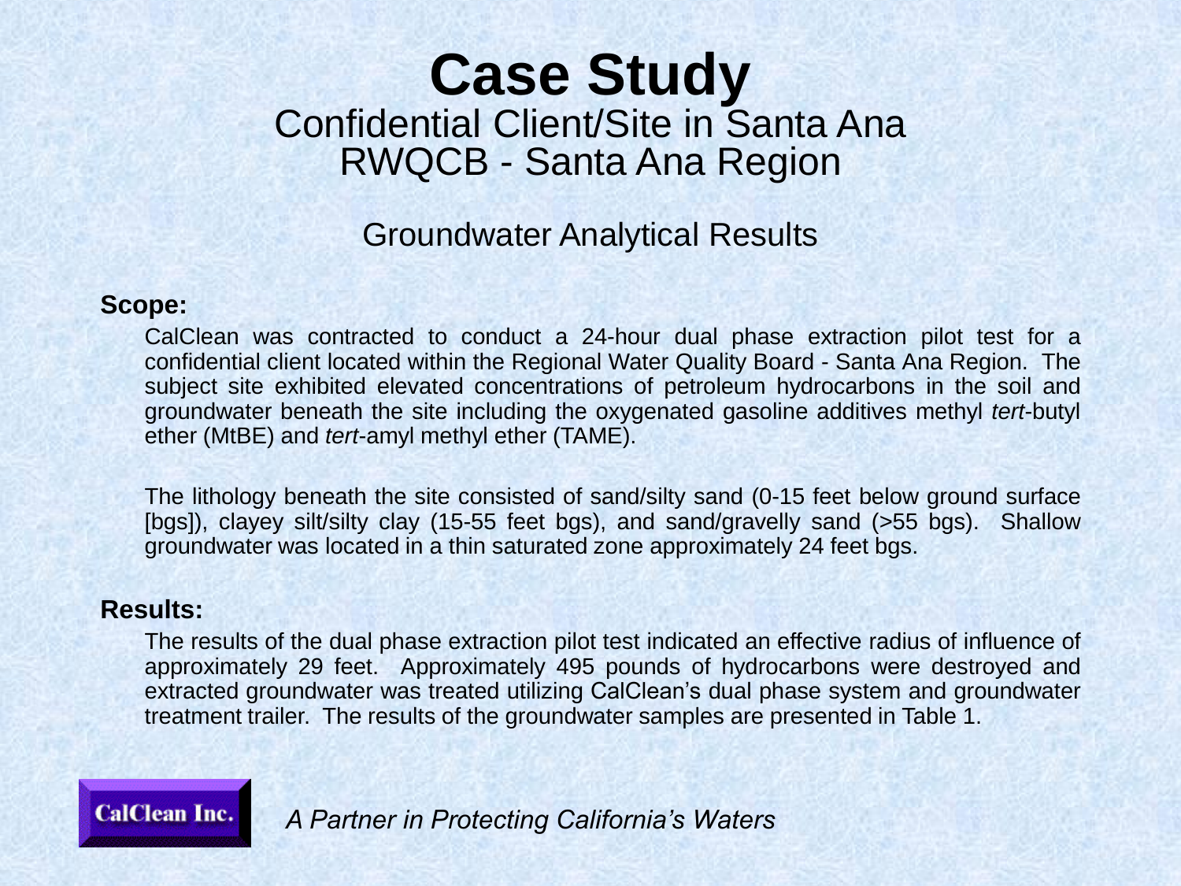# Case Study

## Confidential Client/Site in Santa Ana
## RWQCB - Santa Ana Region

### Groundwater Analytical Results

**Scope:**

CalClean was contracted to conduct a 24-hour dual phase extraction pilot test for a confidential client located within the Regional Water Quality Board - Santa Ana Region. The subject site exhibited elevated concentrations of petroleum hydrocarbons in the soil and groundwater beneath the site including the oxygenated gasoline additives methyl *tert*-butyl ether (MtBE) and *tert*-amyl methyl ether (TAME).

The lithology beneath the site consisted of sand/silty sand (0-15 feet below ground surface [bgs]), clayey silt/silty clay (15-55 feet bgs), and sand/gravelly sand (>55 bgs). Shallow groundwater was located in a thin saturated zone approximately 24 feet bgs.

**Results:**

The results of the dual phase extraction pilot test indicated an effective radius of influence of approximately 29 feet. Approximately 495 pounds of hydrocarbons were destroyed and extracted groundwater was treated utilizing CalClean's dual phase system and groundwater treatment trailer. The results of the groundwater samples are presented in Table 1.

**CalClean Inc.**

*A Partner in Protecting California's Waters*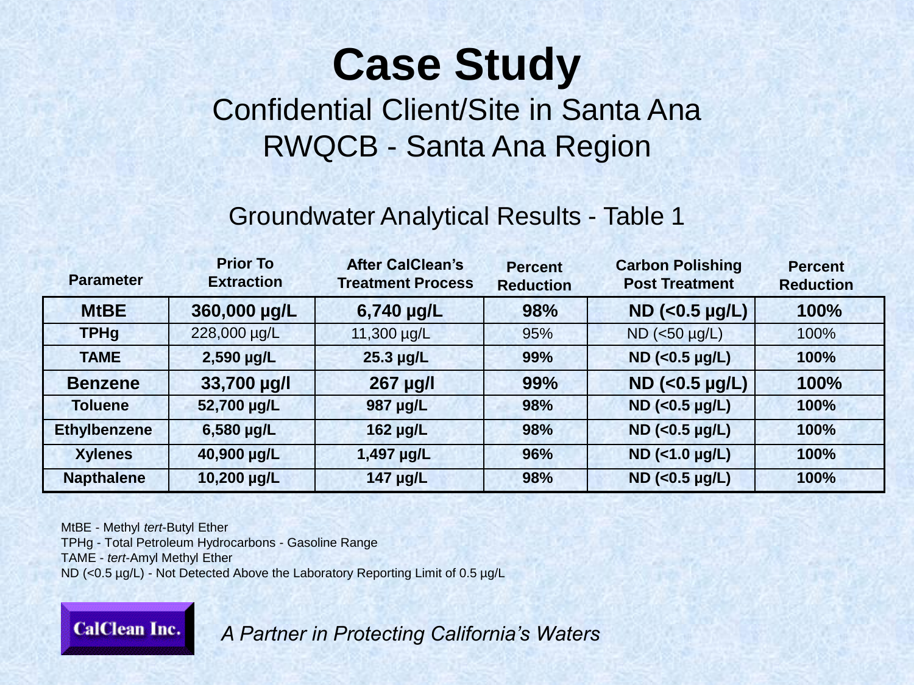# Case Study

## Confidential Client/Site in Santa Ana
## RWQCB - Santa Ana Region

### Groundwater Analytical Results - Table 1

| Parameter | Prior To Extraction | After CalClean's Treatment Process | Percent Reduction | Carbon Polishing Post Treatment | Percent Reduction |
|---|---|---|---|---|---|
| **MtBE** | **360,000 µg/L** | **6,740 µg/L** | **98%** | **ND (<0.5 µg/L)** | **100%** |
| **TPHg** | 228,000 µg/L | 11,300 µg/L | 95% | ND (<50 µg/L) | 100% |
| **TAME** | **2,590 µg/L** | **25.3 µg/L** | **99%** | **ND (<0.5 µg/L)** | **100%** |
| **Benzene** | **33,700 µg/l** | **267 µg/l** | **99%** | **ND (<0.5 µg/L)** | **100%** |
| **Toluene** | **52,700 µg/L** | **987 µg/L** | **98%** | **ND (<0.5 µg/L)** | **100%** |
| **Ethylbenzene** | **6,580 µg/L** | **162 µg/L** | **98%** | **ND (<0.5 µg/L)** | **100%** |
| **Xylenes** | **40,900 µg/L** | **1,497 µg/L** | **96%** | **ND (<1.0 µg/L)** | **100%** |
| **Napthalene** | **10,200 µg/L** | **147 µg/L** | **98%** | **ND (<0.5 µg/L)** | **100%** |

MtBE - Methyl *tert*-Butyl Ether
TPHg - Total Petroleum Hydrocarbons - Gasoline Range
TAME - *tert*-Amyl Methyl Ether
ND (<0.5 µg/L) - Not Detected Above the Laboratory Reporting Limit of 0.5 µg/L

**CalClean Inc.**

*A Partner in Protecting California's Waters*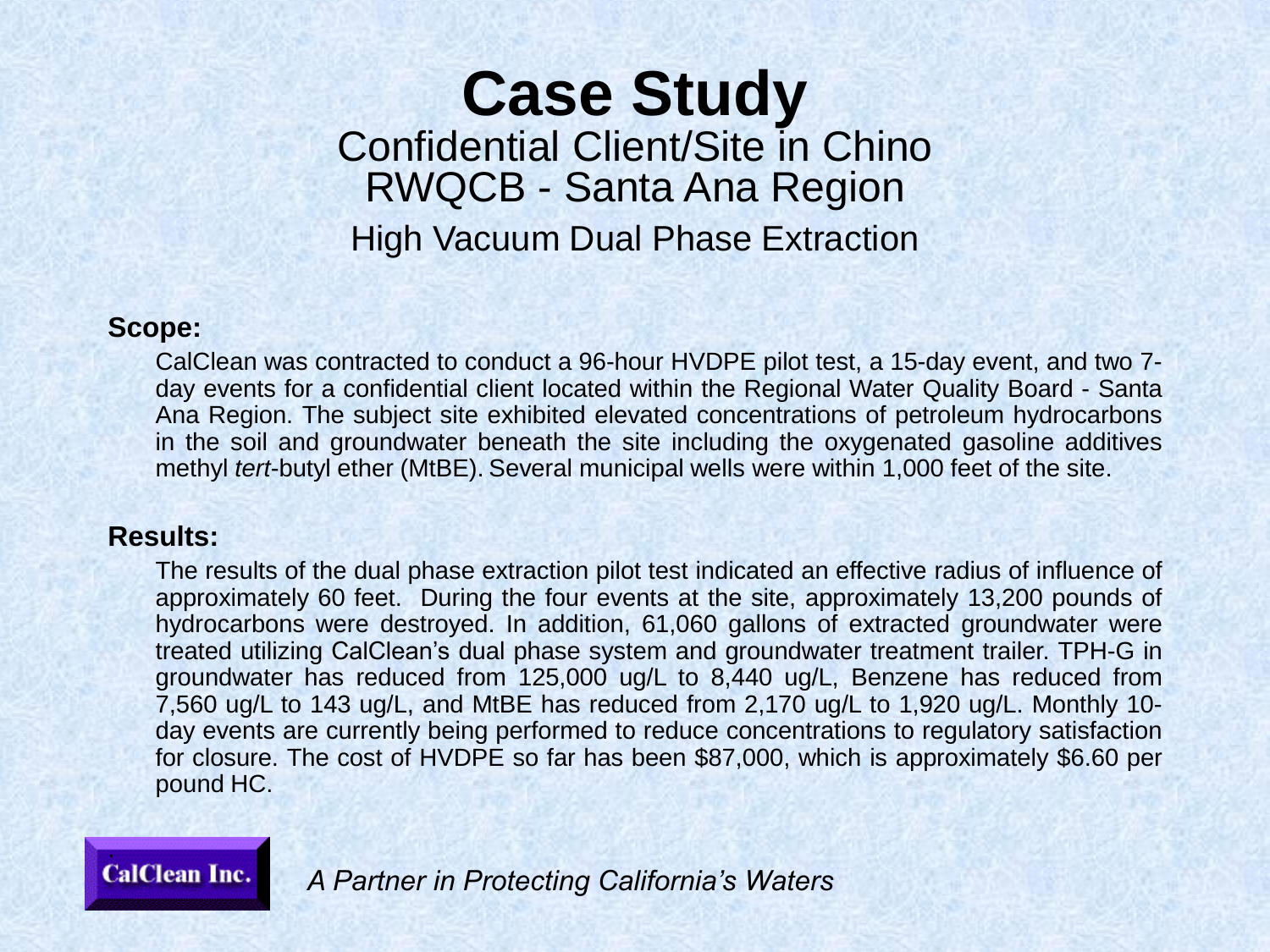# Case Study

## Confidential Client/Site in Chino
## RWQCB - Santa Ana Region

### High Vacuum Dual Phase Extraction

**Scope:**

CalClean was contracted to conduct a 96-hour HVDPE pilot test, a 15-day event, and two 7-day events for a confidential client located within the Regional Water Quality Board - Santa Ana Region. The subject site exhibited elevated concentrations of petroleum hydrocarbons in the soil and groundwater beneath the site including the oxygenated gasoline additives methyl *tert*-butyl ether (MtBE). Several municipal wells were within 1,000 feet of the site.

**Results:**

The results of the dual phase extraction pilot test indicated an effective radius of influence of approximately 60 feet. During the four events at the site, approximately 13,200 pounds of hydrocarbons were destroyed. In addition, 61,060 gallons of extracted groundwater were treated utilizing CalClean's dual phase system and groundwater treatment trailer. TPH-G in groundwater has reduced from 125,000 ug/L to 8,440 ug/L, Benzene has reduced from 7,560 ug/L to 143 ug/L, and MtBE has reduced from 2,170 ug/L to 1,920 ug/L. Monthly 10-day events are currently being performed to reduce concentrations to regulatory satisfaction for closure. The cost of HVDPE so far has been $87,000, which is approximately $6.60 per pound HC.

CalClean Inc.

*A Partner in Protecting California's Waters*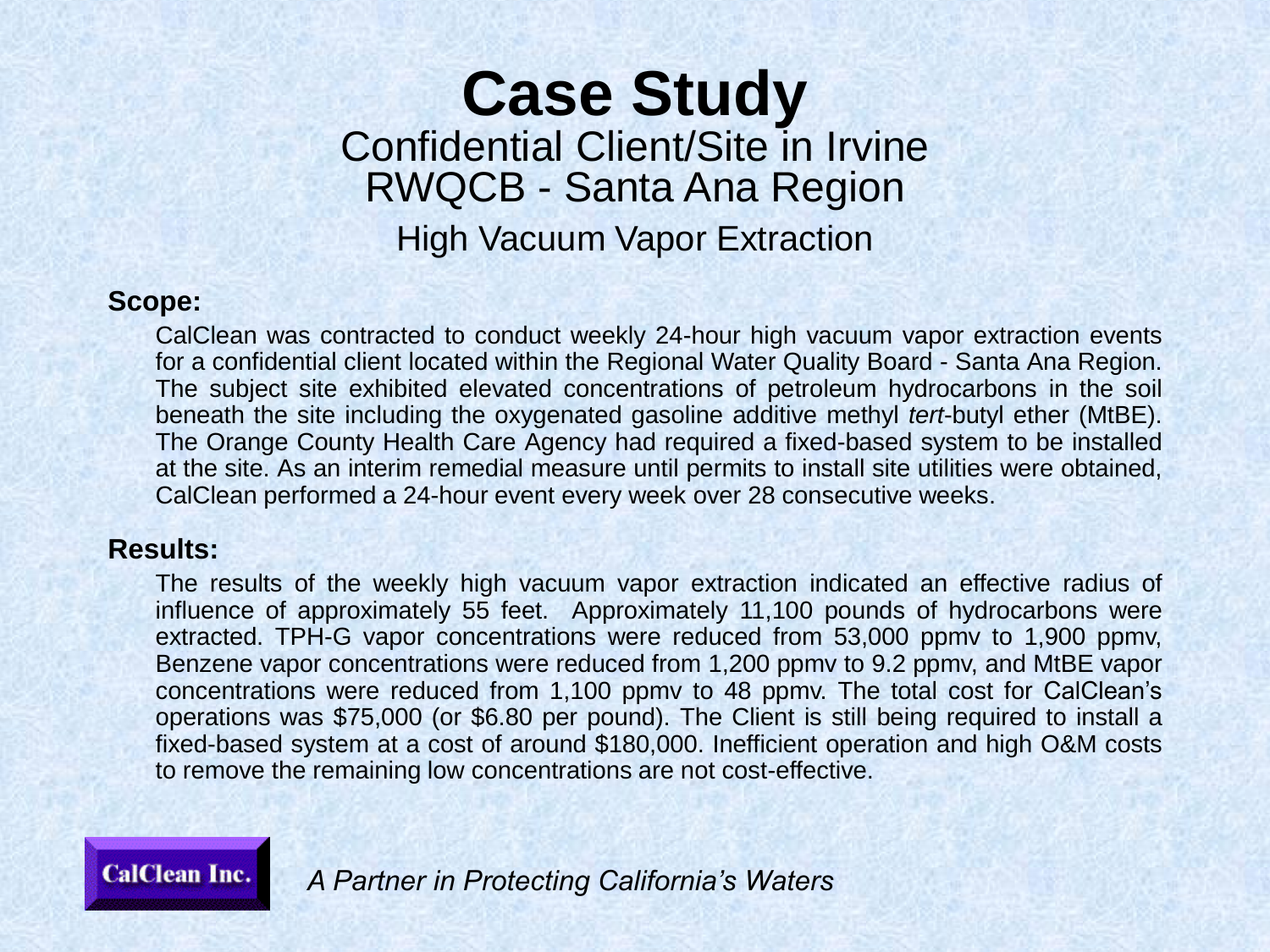# Case Study

## Confidential Client/Site in Irvine
## RWQCB - Santa Ana Region

### High Vacuum Vapor Extraction

**Scope:**

CalClean was contracted to conduct weekly 24-hour high vacuum vapor extraction events for a confidential client located within the Regional Water Quality Board - Santa Ana Region. The subject site exhibited elevated concentrations of petroleum hydrocarbons in the soil beneath the site including the oxygenated gasoline additive methyl *tert*-butyl ether (MtBE). The Orange County Health Care Agency had required a fixed-based system to be installed at the site. As an interim remedial measure until permits to install site utilities were obtained, CalClean performed a 24-hour event every week over 28 consecutive weeks.

**Results:**

The results of the weekly high vacuum vapor extraction indicated an effective radius of influence of approximately 55 feet. Approximately 11,100 pounds of hydrocarbons were extracted. TPH-G vapor concentrations were reduced from 53,000 ppmv to 1,900 ppmv, Benzene vapor concentrations were reduced from 1,200 ppmv to 9.2 ppmv, and MtBE vapor concentrations were reduced from 1,100 ppmv to 48 ppmv. The total cost for CalClean's operations was $75,000 (or $6.80 per pound). The Client is still being required to install a fixed-based system at a cost of around $180,000. Inefficient operation and high O&M costs to remove the remaining low concentrations are not cost-effective.

**CalClean Inc.**

*A Partner in Protecting California's Waters*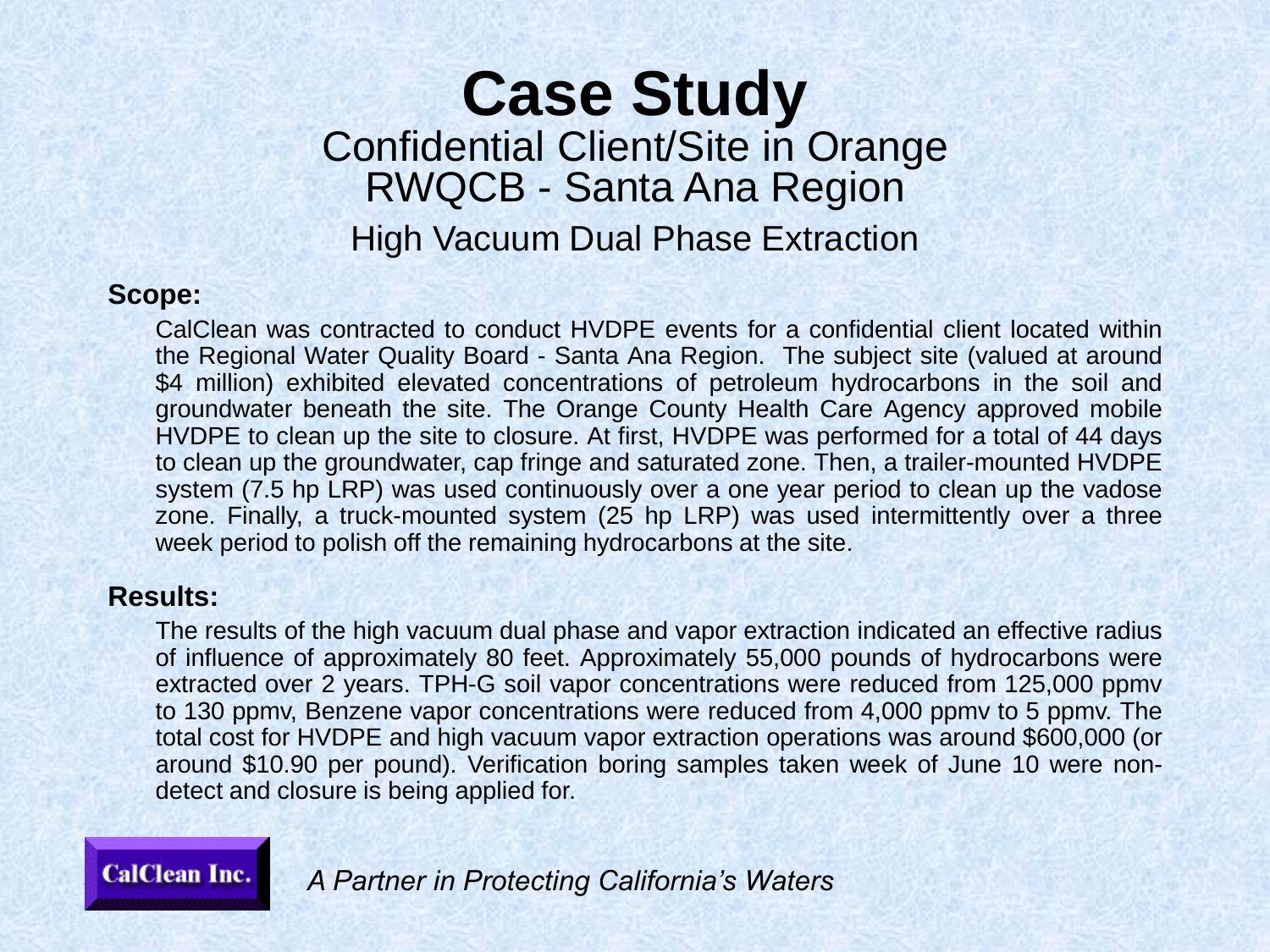# Case Study

## Confidential Client/Site in Orange
## RWQCB - Santa Ana Region

### High Vacuum Dual Phase Extraction

**Scope:**

CalClean was contracted to conduct HVDPE events for a confidential client located within the Regional Water Quality Board - Santa Ana Region. The subject site (valued at around $4 million) exhibited elevated concentrations of petroleum hydrocarbons in the soil and groundwater beneath the site. The Orange County Health Care Agency approved mobile HVDPE to clean up the site to closure. At first, HVDPE was performed for a total of 44 days to clean up the groundwater, cap fringe and saturated zone. Then, a trailer-mounted HVDPE system (7.5 hp LRP) was used continuously over a one year period to clean up the vadose zone. Finally, a truck-mounted system (25 hp LRP) was used intermittently over a three week period to polish off the remaining hydrocarbons at the site.

**Results:**

The results of the high vacuum dual phase and vapor extraction indicated an effective radius of influence of approximately 80 feet. Approximately 55,000 pounds of hydrocarbons were extracted over 2 years. TPH-G soil vapor concentrations were reduced from 125,000 ppmv to 130 ppmv, Benzene vapor concentrations were reduced from 4,000 ppmv to 5 ppmv. The total cost for HVDPE and high vacuum vapor extraction operations was around $600,000 (or around $10.90 per pound). Verification boring samples taken week of June 10 were non-detect and closure is being applied for.

**CalClean Inc.**

*A Partner in Protecting California's Waters*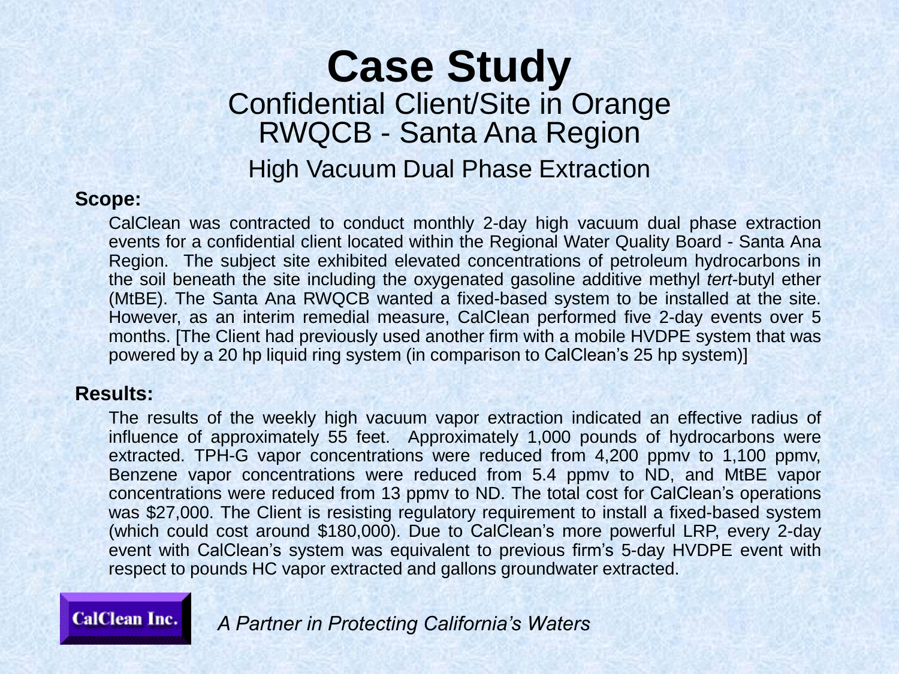# Case Study

## Confidential Client/Site in Orange
## RWQCB - Santa Ana Region

### High Vacuum Dual Phase Extraction

**Scope:**

CalClean was contracted to conduct monthly 2-day high vacuum dual phase extraction events for a confidential client located within the Regional Water Quality Board - Santa Ana Region. The subject site exhibited elevated concentrations of petroleum hydrocarbons in the soil beneath the site including the oxygenated gasoline additive methyl *tert*-butyl ether (MtBE). The Santa Ana RWQCB wanted a fixed-based system to be installed at the site. However, as an interim remedial measure, CalClean performed five 2-day events over 5 months. [The Client had previously used another firm with a mobile HVDPE system that was powered by a 20 hp liquid ring system (in comparison to CalClean's 25 hp system)]

**Results:**

The results of the weekly high vacuum vapor extraction indicated an effective radius of influence of approximately 55 feet. Approximately 1,000 pounds of hydrocarbons were extracted. TPH-G vapor concentrations were reduced from 4,200 ppmv to 1,100 ppmv, Benzene vapor concentrations were reduced from 5.4 ppmv to ND, and MtBE vapor concentrations were reduced from 13 ppmv to ND. The total cost for CalClean's operations was $27,000. The Client is resisting regulatory requirement to install a fixed-based system (which could cost around $180,000). Due to CalClean's more powerful LRP, every 2-day event with CalClean's system was equivalent to previous firm's 5-day HVDPE event with respect to pounds HC vapor extracted and gallons groundwater extracted.

**CalClean Inc.**

*A Partner in Protecting California's Waters*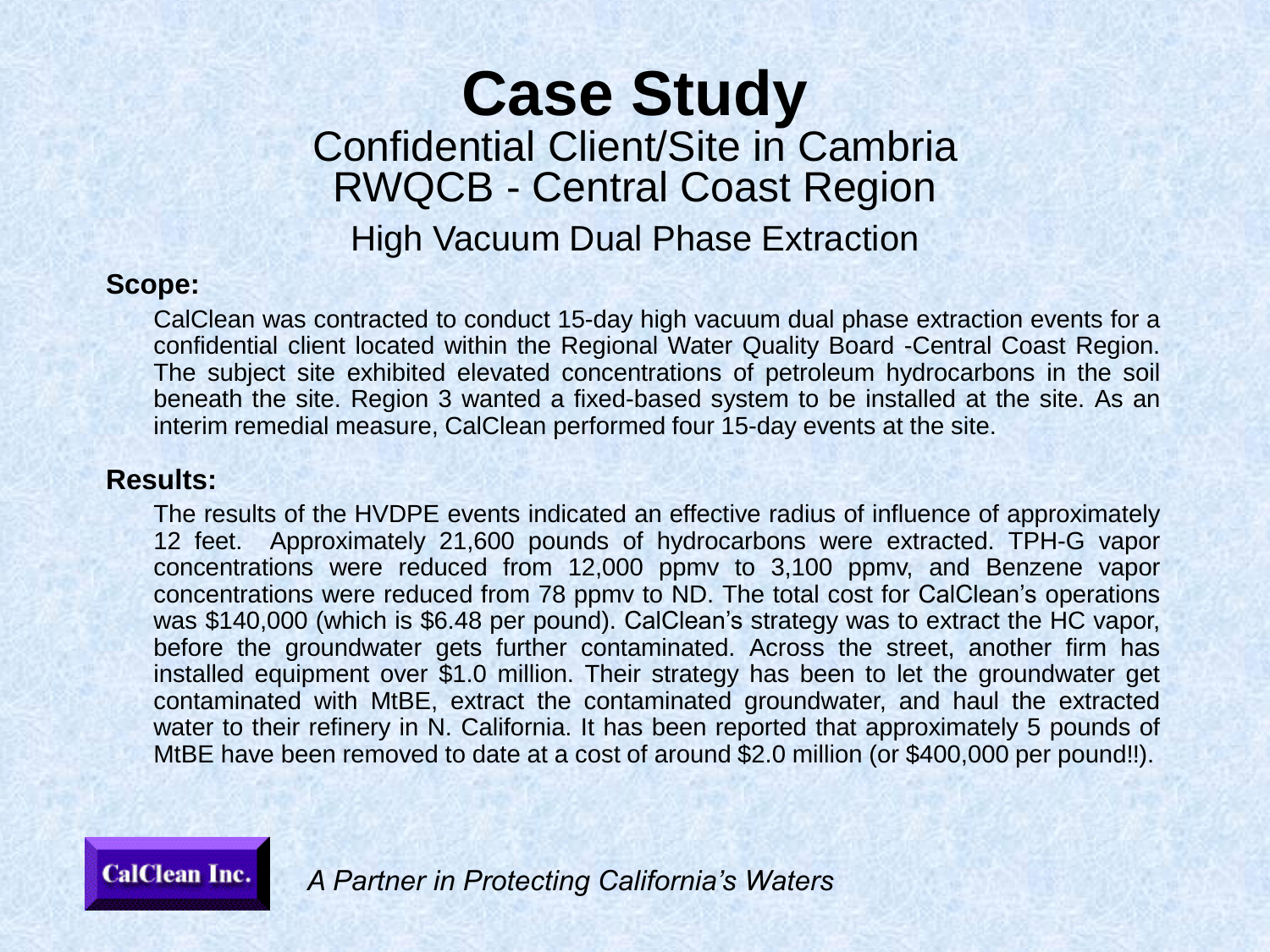# Case Study

## Confidential Client/Site in Cambria
## RWQCB - Central Coast Region

### High Vacuum Dual Phase Extraction

**Scope:**

CalClean was contracted to conduct 15-day high vacuum dual phase extraction events for a confidential client located within the Regional Water Quality Board -Central Coast Region. The subject site exhibited elevated concentrations of petroleum hydrocarbons in the soil beneath the site. Region 3 wanted a fixed-based system to be installed at the site. As an interim remedial measure, CalClean performed four 15-day events at the site.

**Results:**

The results of the HVDPE events indicated an effective radius of influence of approximately 12 feet. Approximately 21,600 pounds of hydrocarbons were extracted. TPH-G vapor concentrations were reduced from 12,000 ppmv to 3,100 ppmv, and Benzene vapor concentrations were reduced from 78 ppmv to ND. The total cost for CalClean's operations was $140,000 (which is $6.48 per pound). CalClean's strategy was to extract the HC vapor, before the groundwater gets further contaminated. Across the street, another firm has installed equipment over $1.0 million. Their strategy has been to let the groundwater get contaminated with MtBE, extract the contaminated groundwater, and haul the extracted water to their refinery in N. California. It has been reported that approximately 5 pounds of MtBE have been removed to date at a cost of around $2.0 million (or $400,000 per pound!!).

**CalClean Inc.**

*A Partner in Protecting California's Waters*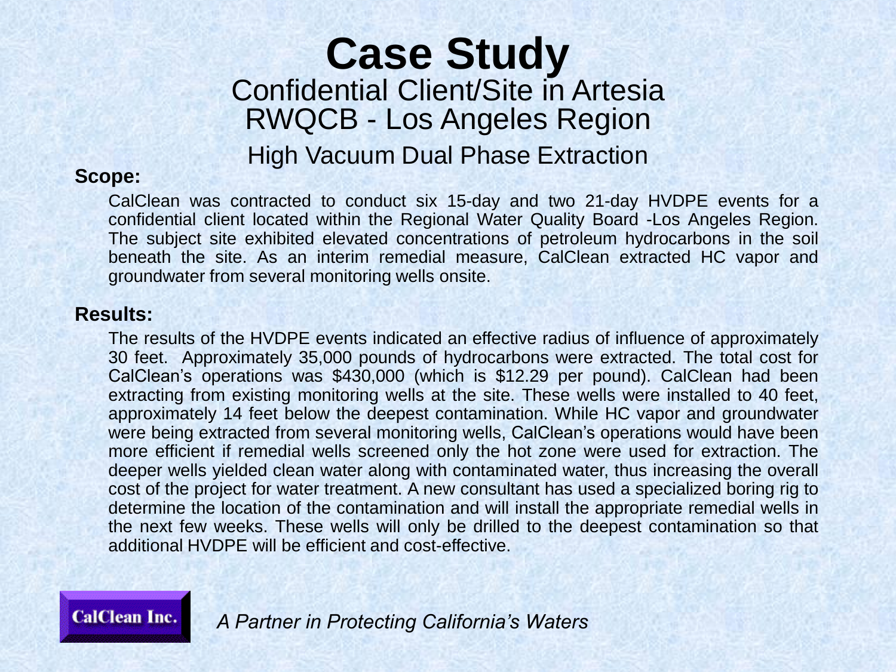# Case Study

## Confidential Client/Site in Artesia
## RWQCB - Los Angeles Region

### High Vacuum Dual Phase Extraction

**Scope:**

CalClean was contracted to conduct six 15-day and two 21-day HVDPE events for a confidential client located within the Regional Water Quality Board -Los Angeles Region. The subject site exhibited elevated concentrations of petroleum hydrocarbons in the soil beneath the site. As an interim remedial measure, CalClean extracted HC vapor and groundwater from several monitoring wells onsite.

**Results:**

The results of the HVDPE events indicated an effective radius of influence of approximately 30 feet. Approximately 35,000 pounds of hydrocarbons were extracted. The total cost for CalClean's operations was $430,000 (which is $12.29 per pound). CalClean had been extracting from existing monitoring wells at the site. These wells were installed to 40 feet, approximately 14 feet below the deepest contamination. While HC vapor and groundwater were being extracted from several monitoring wells, CalClean's operations would have been more efficient if remedial wells screened only the hot zone were used for extraction. The deeper wells yielded clean water along with contaminated water, thus increasing the overall cost of the project for water treatment. A new consultant has used a specialized boring rig to determine the location of the contamination and will install the appropriate remedial wells in the next few weeks. These wells will only be drilled to the deepest contamination so that additional HVDPE will be efficient and cost-effective.

**CalClean Inc.**

*A Partner in Protecting California's Waters*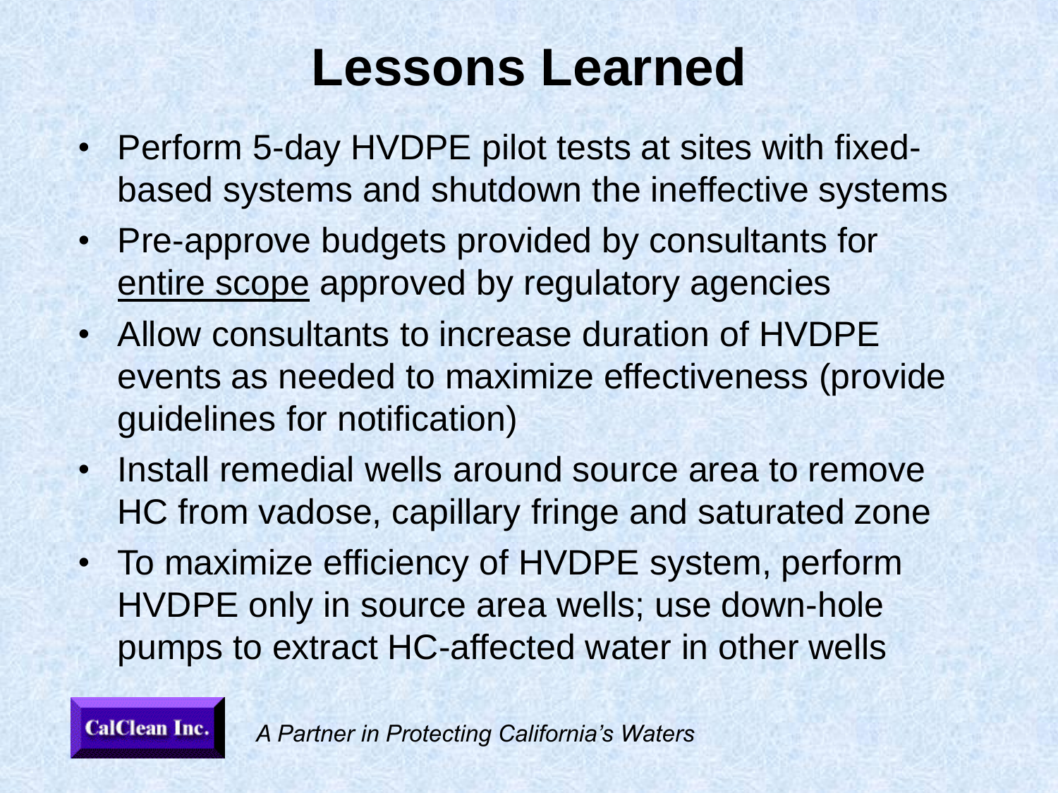# Lessons Learned

- Perform 5-day HVDPE pilot tests at sites with fixed-based systems and shutdown the ineffective systems
- Pre-approve budgets provided by consultants for <u>entire scope</u> approved by regulatory agencies
- Allow consultants to increase duration of HVDPE events as needed to maximize effectiveness (provide guidelines for notification)
- Install remedial wells around source area to remove HC from vadose, capillary fringe and saturated zone
- To maximize efficiency of HVDPE system, perform HVDPE only in source area wells; use down-hole pumps to extract HC-affected water in other wells

CalClean Inc.

*A Partner in Protecting California's Waters*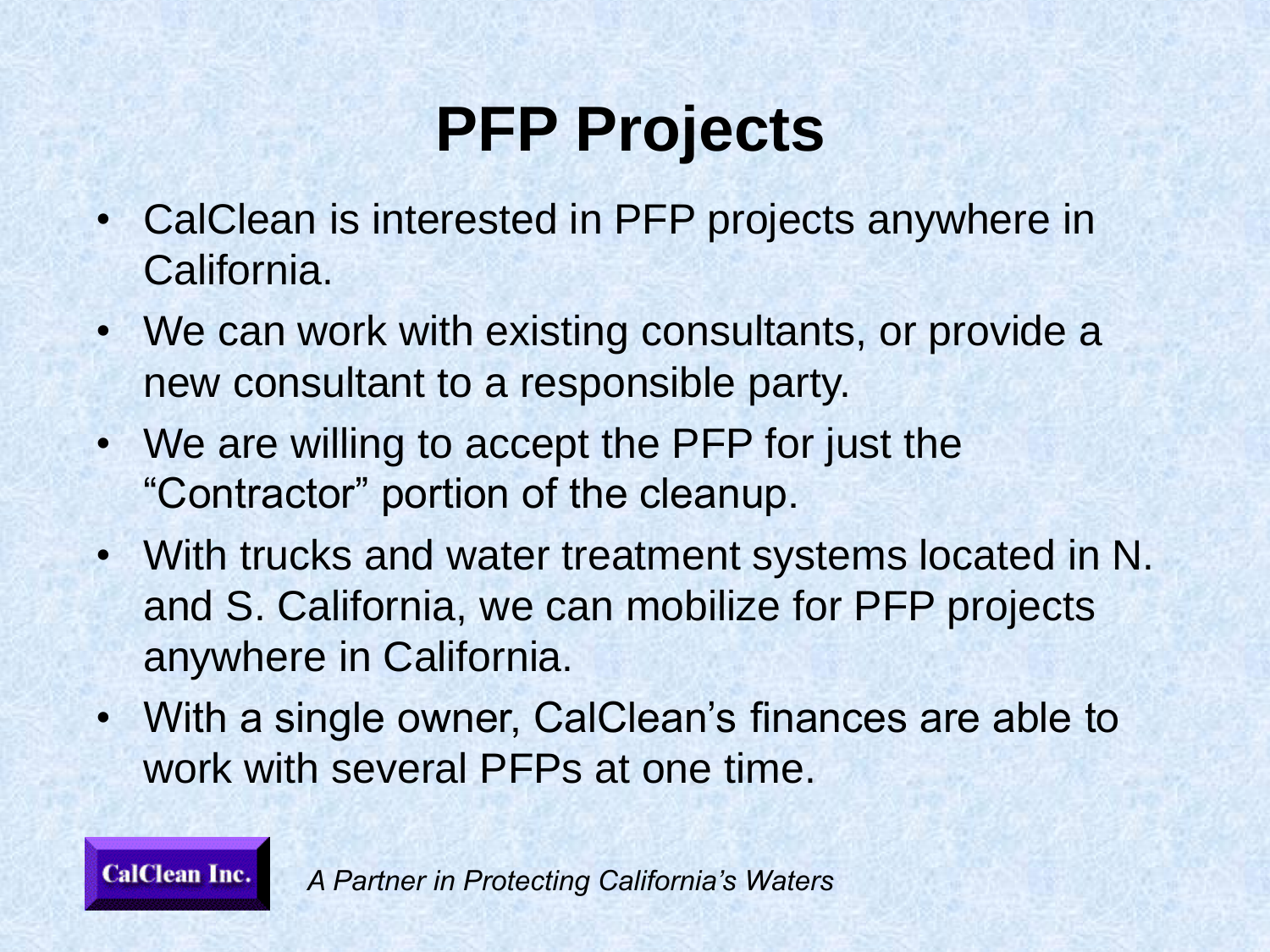# PFP Projects

- CalClean is interested in PFP projects anywhere in California.
- We can work with existing consultants, or provide a new consultant to a responsible party.
- We are willing to accept the PFP for just the "Contractor" portion of the cleanup.
- With trucks and water treatment systems located in N. and S. California, we can mobilize for PFP projects anywhere in California.
- With a single owner, CalClean's finances are able to work with several PFPs at one time.

CalClean Inc.

*A Partner in Protecting California's Waters*